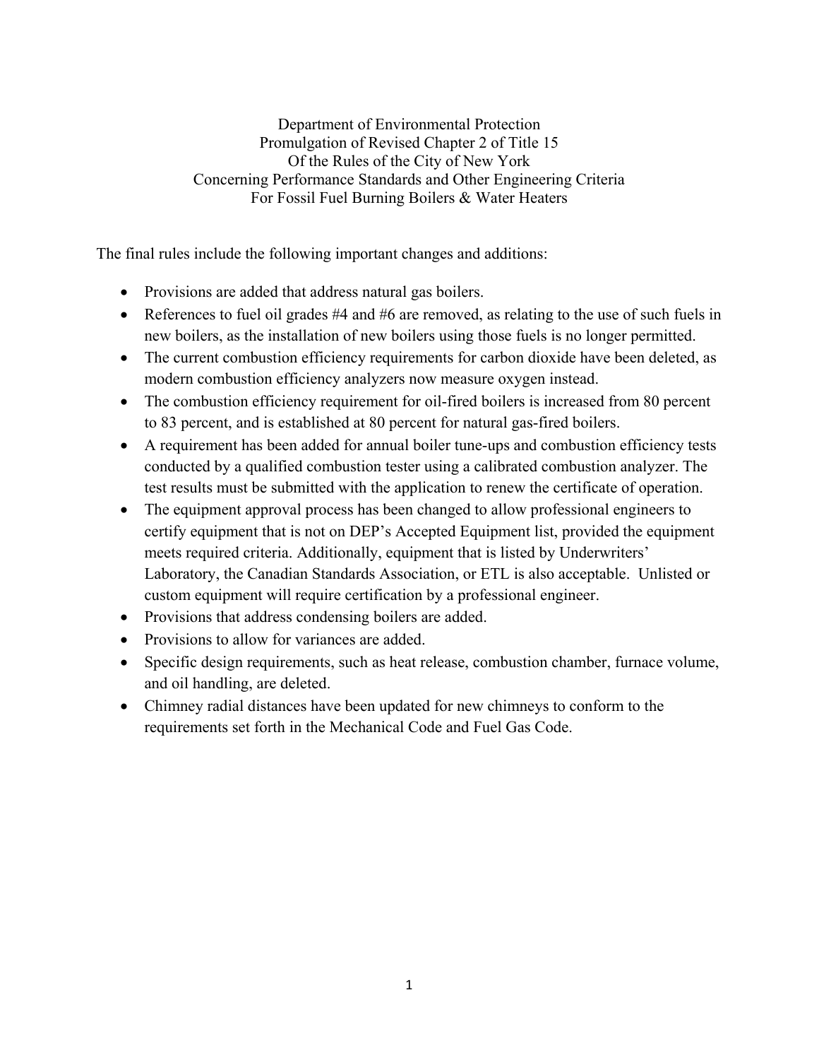# Department of Environmental Protection
## Promulgation of Revised Chapter 2 of Title 15
## Of the Rules of the City of New York
## Concerning Performance Standards and Other Engineering Criteria
## For Fossil Fuel Burning Boilers & Water Heaters

The final rules include the following important changes and additions:

- Provisions are added that address natural gas boilers.
- References to fuel oil grades #4 and #6 are removed, as relating to the use of such fuels in new boilers, as the installation of new boilers using those fuels is no longer permitted.
- The current combustion efficiency requirements for carbon dioxide have been deleted, as modern combustion efficiency analyzers now measure oxygen instead.
- The combustion efficiency requirement for oil-fired boilers is increased from 80 percent to 83 percent, and is established at 80 percent for natural gas-fired boilers.
- A requirement has been added for annual boiler tune-ups and combustion efficiency tests conducted by a qualified combustion tester using a calibrated combustion analyzer. The test results must be submitted with the application to renew the certificate of operation.
- The equipment approval process has been changed to allow professional engineers to certify equipment that is not on DEP's Accepted Equipment list, provided the equipment meets required criteria. Additionally, equipment that is listed by Underwriters' Laboratory, the Canadian Standards Association, or ETL is also acceptable. Unlisted or custom equipment will require certification by a professional engineer.
- Provisions that address condensing boilers are added.
- Provisions to allow for variances are added.
- Specific design requirements, such as heat release, combustion chamber, furnace volume, and oil handling, are deleted.
- Chimney radial distances have been updated for new chimneys to conform to the requirements set forth in the Mechanical Code and Fuel Gas Code.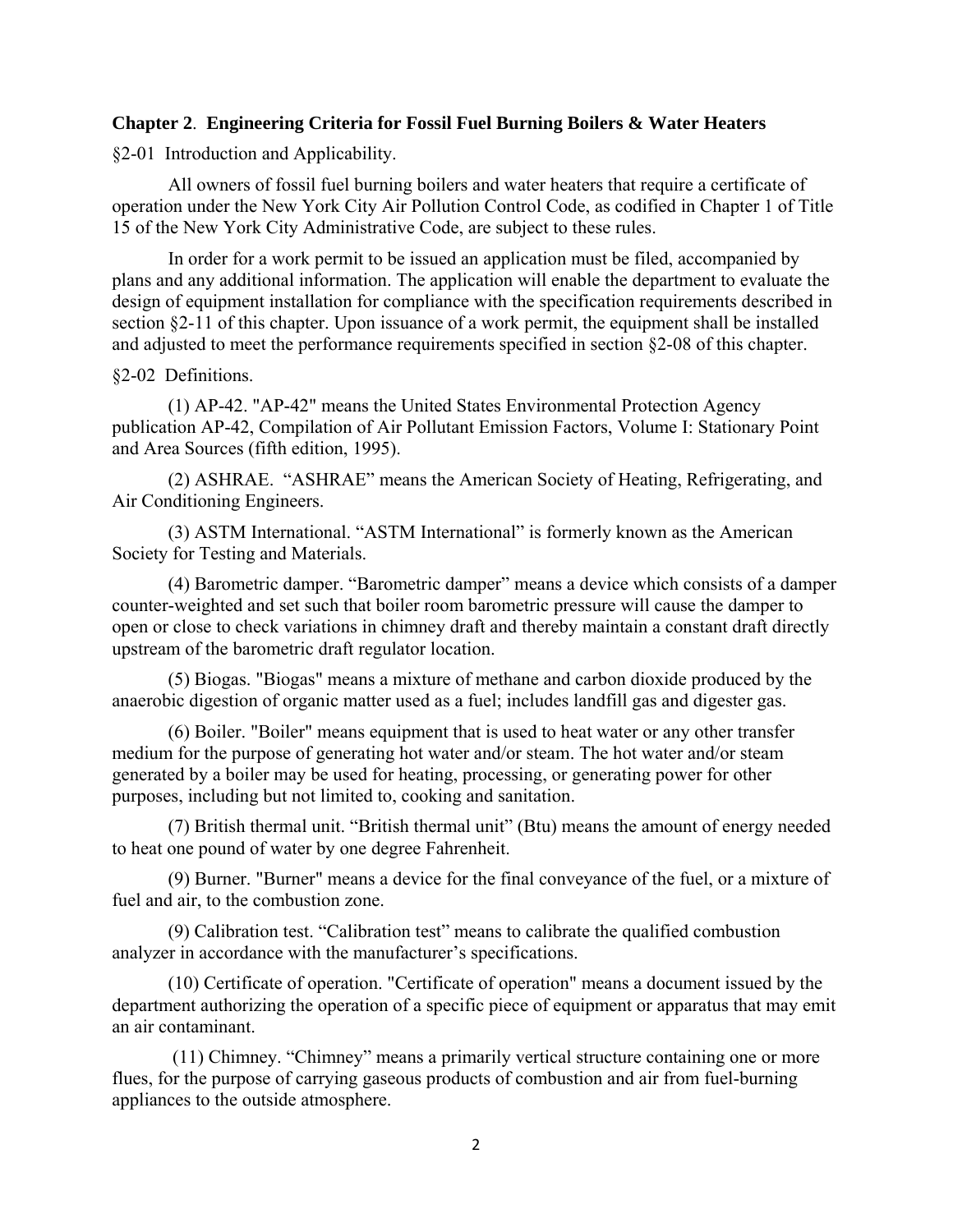**Chapter 2**. **Engineering Criteria for Fossil Fuel Burning Boilers & Water Heaters**

§2-01 Introduction and Applicability.

All owners of fossil fuel burning boilers and water heaters that require a certificate of operation under the New York City Air Pollution Control Code, as codified in Chapter 1 of Title 15 of the New York City Administrative Code, are subject to these rules.

In order for a work permit to be issued an application must be filed, accompanied by plans and any additional information. The application will enable the department to evaluate the design of equipment installation for compliance with the specification requirements described in section §2-11 of this chapter. Upon issuance of a work permit, the equipment shall be installed and adjusted to meet the performance requirements specified in section §2-08 of this chapter.

§2-02 Definitions.

(1) AP-42. "AP-42" means the United States Environmental Protection Agency publication AP-42, Compilation of Air Pollutant Emission Factors, Volume I: Stationary Point and Area Sources (fifth edition, 1995).

(2) ASHRAE. "ASHRAE" means the American Society of Heating, Refrigerating, and Air Conditioning Engineers.

(3) ASTM International. "ASTM International" is formerly known as the American Society for Testing and Materials.

(4) Barometric damper. "Barometric damper" means a device which consists of a damper counter-weighted and set such that boiler room barometric pressure will cause the damper to open or close to check variations in chimney draft and thereby maintain a constant draft directly upstream of the barometric draft regulator location.

(5) Biogas. "Biogas" means a mixture of methane and carbon dioxide produced by the anaerobic digestion of organic matter used as a fuel; includes landfill gas and digester gas.

(6) Boiler. "Boiler" means equipment that is used to heat water or any other transfer medium for the purpose of generating hot water and/or steam. The hot water and/or steam generated by a boiler may be used for heating, processing, or generating power for other purposes, including but not limited to, cooking and sanitation.

(7) British thermal unit. "British thermal unit" (Btu) means the amount of energy needed to heat one pound of water by one degree Fahrenheit.

(9) Burner. "Burner" means a device for the final conveyance of the fuel, or a mixture of fuel and air, to the combustion zone.

(9) Calibration test. "Calibration test" means to calibrate the qualified combustion analyzer in accordance with the manufacturer's specifications.

(10) Certificate of operation. "Certificate of operation" means a document issued by the department authorizing the operation of a specific piece of equipment or apparatus that may emit an air contaminant.

(11) Chimney. "Chimney" means a primarily vertical structure containing one or more flues, for the purpose of carrying gaseous products of combustion and air from fuel-burning appliances to the outside atmosphere.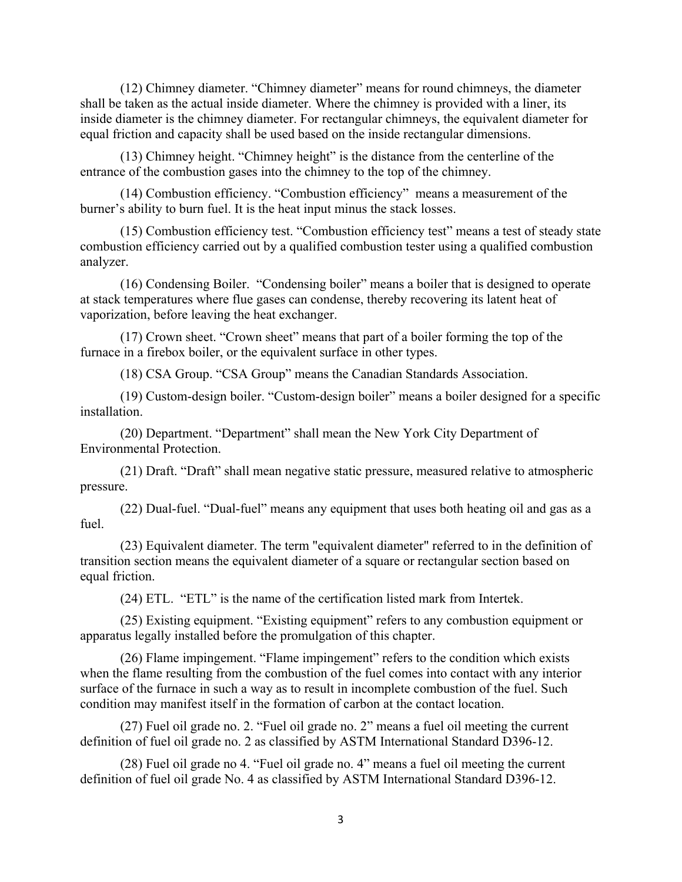(12) Chimney diameter. “Chimney diameter” means for round chimneys, the diameter shall be taken as the actual inside diameter. Where the chimney is provided with a liner, its inside diameter is the chimney diameter. For rectangular chimneys, the equivalent diameter for equal friction and capacity shall be used based on the inside rectangular dimensions.

(13) Chimney height. “Chimney height” is the distance from the centerline of the entrance of the combustion gases into the chimney to the top of the chimney.

(14) Combustion efficiency. “Combustion efficiency” means a measurement of the burner’s ability to burn fuel. It is the heat input minus the stack losses.

(15) Combustion efficiency test. “Combustion efficiency test” means a test of steady state combustion efficiency carried out by a qualified combustion tester using a qualified combustion analyzer.

(16) Condensing Boiler. “Condensing boiler” means a boiler that is designed to operate at stack temperatures where flue gases can condense, thereby recovering its latent heat of vaporization, before leaving the heat exchanger.

(17) Crown sheet. “Crown sheet” means that part of a boiler forming the top of the furnace in a firebox boiler, or the equivalent surface in other types.

(18) CSA Group. “CSA Group” means the Canadian Standards Association.

(19) Custom-design boiler. “Custom-design boiler” means a boiler designed for a specific installation.

(20) Department. “Department” shall mean the New York City Department of Environmental Protection.

(21) Draft. “Draft” shall mean negative static pressure, measured relative to atmospheric pressure.

(22) Dual-fuel. “Dual-fuel” means any equipment that uses both heating oil and gas as a fuel.

(23) Equivalent diameter. The term "equivalent diameter" referred to in the definition of transition section means the equivalent diameter of a square or rectangular section based on equal friction.

(24) ETL. “ETL” is the name of the certification listed mark from Intertek.

(25) Existing equipment. “Existing equipment” refers to any combustion equipment or apparatus legally installed before the promulgation of this chapter.

(26) Flame impingement. “Flame impingement” refers to the condition which exists when the flame resulting from the combustion of the fuel comes into contact with any interior surface of the furnace in such a way as to result in incomplete combustion of the fuel. Such condition may manifest itself in the formation of carbon at the contact location.

(27) Fuel oil grade no. 2. “Fuel oil grade no. 2” means a fuel oil meeting the current definition of fuel oil grade no. 2 as classified by ASTM International Standard D396-12.

(28) Fuel oil grade no 4. “Fuel oil grade no. 4” means a fuel oil meeting the current definition of fuel oil grade No. 4 as classified by ASTM International Standard D396-12.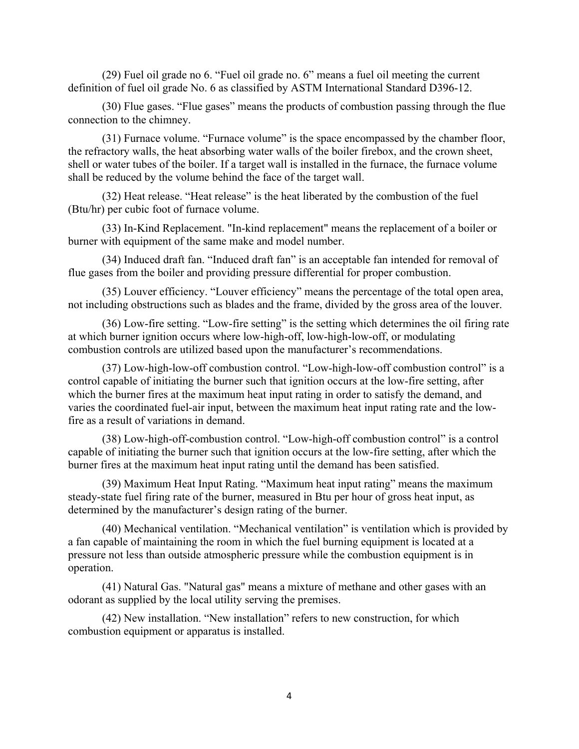(29) Fuel oil grade no 6. “Fuel oil grade no. 6” means a fuel oil meeting the current definition of fuel oil grade No. 6 as classified by ASTM International Standard D396-12.

(30) Flue gases. “Flue gases” means the products of combustion passing through the flue connection to the chimney.

(31) Furnace volume. “Furnace volume” is the space encompassed by the chamber floor, the refractory walls, the heat absorbing water walls of the boiler firebox, and the crown sheet, shell or water tubes of the boiler. If a target wall is installed in the furnace, the furnace volume shall be reduced by the volume behind the face of the target wall.

(32) Heat release. “Heat release” is the heat liberated by the combustion of the fuel (Btu/hr) per cubic foot of furnace volume.

(33) In-Kind Replacement. "In-kind replacement" means the replacement of a boiler or burner with equipment of the same make and model number.

(34) Induced draft fan. “Induced draft fan” is an acceptable fan intended for removal of flue gases from the boiler and providing pressure differential for proper combustion.

(35) Louver efficiency. “Louver efficiency” means the percentage of the total open area, not including obstructions such as blades and the frame, divided by the gross area of the louver.

(36) Low-fire setting. “Low-fire setting” is the setting which determines the oil firing rate at which burner ignition occurs where low-high-off, low-high-low-off, or modulating combustion controls are utilized based upon the manufacturer’s recommendations.

(37) Low-high-low-off combustion control. “Low-high-low-off combustion control” is a control capable of initiating the burner such that ignition occurs at the low-fire setting, after which the burner fires at the maximum heat input rating in order to satisfy the demand, and varies the coordinated fuel-air input, between the maximum heat input rating rate and the low-fire as a result of variations in demand.

(38) Low-high-off-combustion control. “Low-high-off combustion control” is a control capable of initiating the burner such that ignition occurs at the low-fire setting, after which the burner fires at the maximum heat input rating until the demand has been satisfied.

(39) Maximum Heat Input Rating. “Maximum heat input rating” means the maximum steady-state fuel firing rate of the burner, measured in Btu per hour of gross heat input, as determined by the manufacturer’s design rating of the burner.

(40) Mechanical ventilation. “Mechanical ventilation” is ventilation which is provided by a fan capable of maintaining the room in which the fuel burning equipment is located at a pressure not less than outside atmospheric pressure while the combustion equipment is in operation.

(41) Natural Gas. "Natural gas" means a mixture of methane and other gases with an odorant as supplied by the local utility serving the premises.

(42) New installation. “New installation” refers to new construction, for which combustion equipment or apparatus is installed.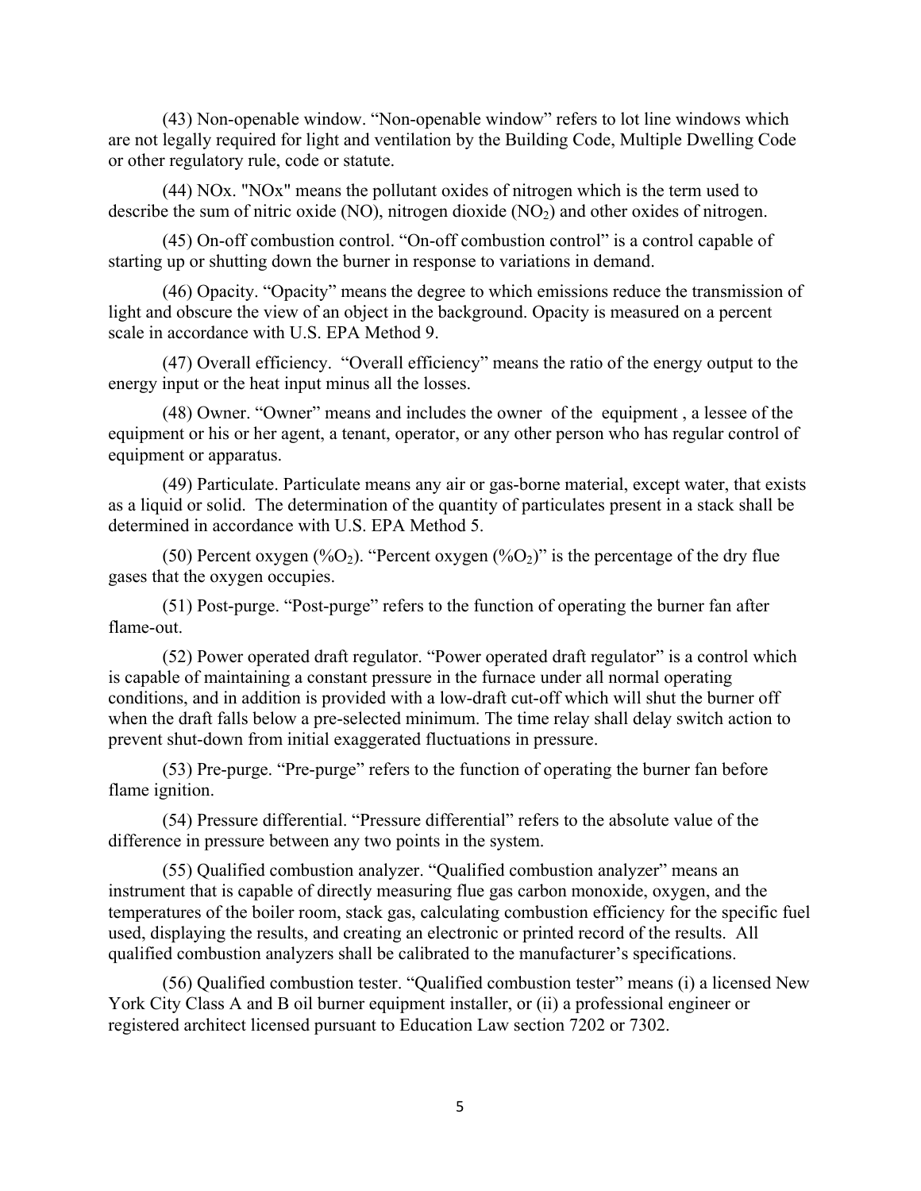(43) Non-openable window. “Non-openable window” refers to lot line windows which are not legally required for light and ventilation by the Building Code, Multiple Dwelling Code or other regulatory rule, code or statute.

(44) NOx. "NOx" means the pollutant oxides of nitrogen which is the term used to describe the sum of nitric oxide (NO), nitrogen dioxide ($NO_2$) and other oxides of nitrogen.

(45) On-off combustion control. “On-off combustion control” is a control capable of starting up or shutting down the burner in response to variations in demand.

(46) Opacity. “Opacity” means the degree to which emissions reduce the transmission of light and obscure the view of an object in the background. Opacity is measured on a percent scale in accordance with U.S. EPA Method 9.

(47) Overall efficiency. “Overall efficiency” means the ratio of the energy output to the energy input or the heat input minus all the losses.

(48) Owner. “Owner” means and includes the owner of the equipment , a lessee of the equipment or his or her agent, a tenant, operator, or any other person who has regular control of equipment or apparatus.

(49) Particulate. Particulate means any air or gas-borne material, except water, that exists as a liquid or solid. The determination of the quantity of particulates present in a stack shall be determined in accordance with U.S. EPA Method 5.

(50) Percent oxygen ($\%O_2$). “Percent oxygen ($\%O_2$)” is the percentage of the dry flue gases that the oxygen occupies.

(51) Post-purge. “Post-purge” refers to the function of operating the burner fan after flame-out.

(52) Power operated draft regulator. “Power operated draft regulator” is a control which is capable of maintaining a constant pressure in the furnace under all normal operating conditions, and in addition is provided with a low-draft cut-off which will shut the burner off when the draft falls below a pre-selected minimum. The time relay shall delay switch action to prevent shut-down from initial exaggerated fluctuations in pressure.

(53) Pre-purge. “Pre-purge” refers to the function of operating the burner fan before flame ignition.

(54) Pressure differential. “Pressure differential” refers to the absolute value of the difference in pressure between any two points in the system.

(55) Qualified combustion analyzer. “Qualified combustion analyzer” means an instrument that is capable of directly measuring flue gas carbon monoxide, oxygen, and the temperatures of the boiler room, stack gas, calculating combustion efficiency for the specific fuel used, displaying the results, and creating an electronic or printed record of the results. All qualified combustion analyzers shall be calibrated to the manufacturer’s specifications.

(56) Qualified combustion tester. “Qualified combustion tester” means (i) a licensed New York City Class A and B oil burner equipment installer, or (ii) a professional engineer or registered architect licensed pursuant to Education Law section 7202 or 7302.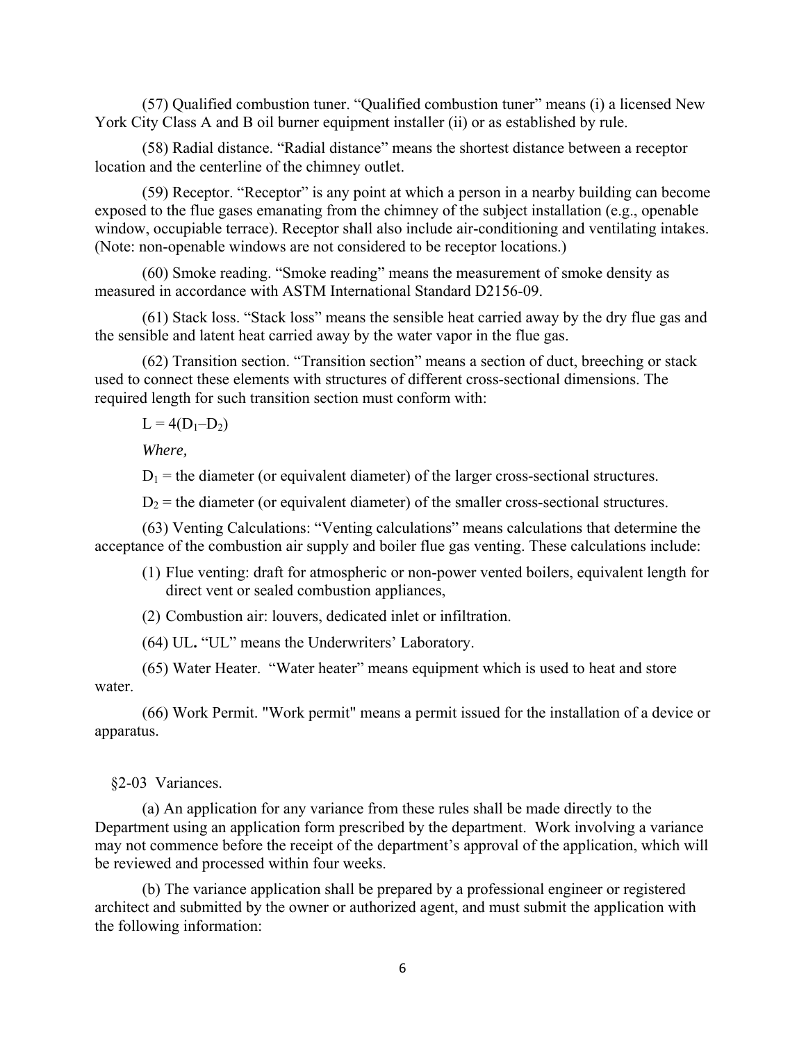(57) Qualified combustion tuner. "Qualified combustion tuner" means (i) a licensed New York City Class A and B oil burner equipment installer (ii) or as established by rule.

(58) Radial distance. "Radial distance" means the shortest distance between a receptor location and the centerline of the chimney outlet.

(59) Receptor. "Receptor" is any point at which a person in a nearby building can become exposed to the flue gases emanating from the chimney of the subject installation (e.g., openable window, occupiable terrace). Receptor shall also include air-conditioning and ventilating intakes. (Note: non-openable windows are not considered to be receptor locations.)

(60) Smoke reading. "Smoke reading" means the measurement of smoke density as measured in accordance with ASTM International Standard D2156-09.

(61) Stack loss. "Stack loss" means the sensible heat carried away by the dry flue gas and the sensible and latent heat carried away by the water vapor in the flue gas.

(62) Transition section. "Transition section" means a section of duct, breeching or stack used to connect these elements with structures of different cross-sectional dimensions. The required length for such transition section must conform with:

$L = 4(D_1 – D_2)$

*Where,*

$D_1$ = the diameter (or equivalent diameter) of the larger cross-sectional structures.

$D_2$ = the diameter (or equivalent diameter) of the smaller cross-sectional structures.

(63) Venting Calculations: "Venting calculations" means calculations that determine the acceptance of the combustion air supply and boiler flue gas venting. These calculations include:

(1) Flue venting: draft for atmospheric or non-power vented boilers, equivalent length for direct vent or sealed combustion appliances,

(2) Combustion air: louvers, dedicated inlet or infiltration.

(64) UL**.** "UL" means the Underwriters' Laboratory.

(65) Water Heater. "Water heater" means equipment which is used to heat and store water.

(66) Work Permit. "Work permit" means a permit issued for the installation of a device or apparatus.

§2-03 Variances.

(a) An application for any variance from these rules shall be made directly to the Department using an application form prescribed by the department. Work involving a variance may not commence before the receipt of the department's approval of the application, which will be reviewed and processed within four weeks.

(b) The variance application shall be prepared by a professional engineer or registered architect and submitted by the owner or authorized agent, and must submit the application with the following information: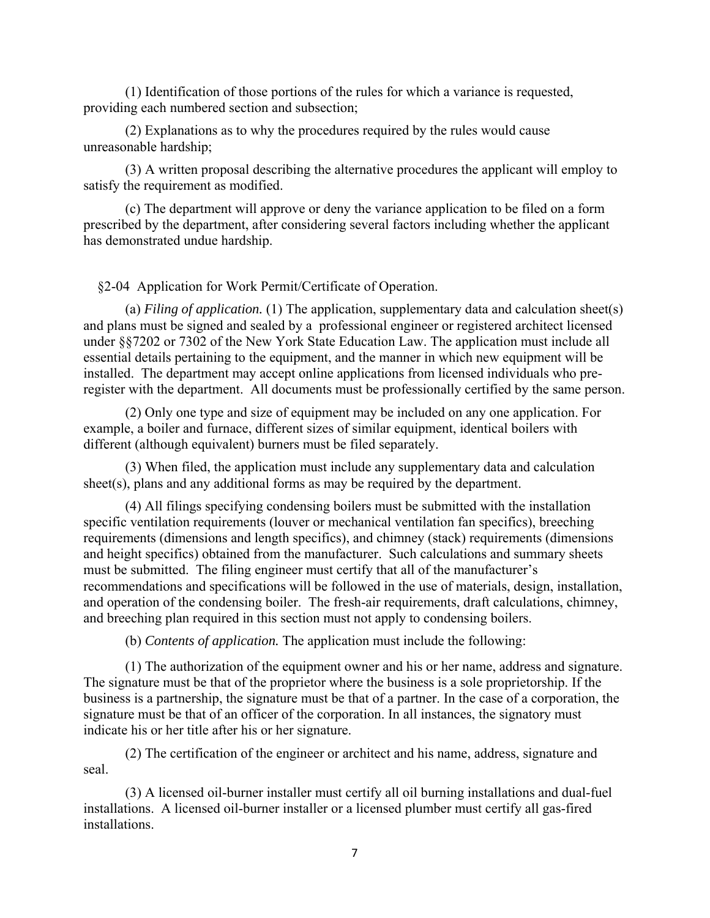(1) Identification of those portions of the rules for which a variance is requested, providing each numbered section and subsection;

(2) Explanations as to why the procedures required by the rules would cause unreasonable hardship;

(3) A written proposal describing the alternative procedures the applicant will employ to satisfy the requirement as modified.

(c) The department will approve or deny the variance application to be filed on a form prescribed by the department, after considering several factors including whether the applicant has demonstrated undue hardship.

§2-04 Application for Work Permit/Certificate of Operation.

(a) *Filing of application.* (1) The application, supplementary data and calculation sheet(s) and plans must be signed and sealed by a professional engineer or registered architect licensed under §§7202 or 7302 of the New York State Education Law. The application must include all essential details pertaining to the equipment, and the manner in which new equipment will be installed. The department may accept online applications from licensed individuals who pre-register with the department. All documents must be professionally certified by the same person.

(2) Only one type and size of equipment may be included on any one application. For example, a boiler and furnace, different sizes of similar equipment, identical boilers with different (although equivalent) burners must be filed separately.

(3) When filed, the application must include any supplementary data and calculation sheet(s), plans and any additional forms as may be required by the department.

(4) All filings specifying condensing boilers must be submitted with the installation specific ventilation requirements (louver or mechanical ventilation fan specifics), breeching requirements (dimensions and length specifics), and chimney (stack) requirements (dimensions and height specifics) obtained from the manufacturer. Such calculations and summary sheets must be submitted. The filing engineer must certify that all of the manufacturer's recommendations and specifications will be followed in the use of materials, design, installation, and operation of the condensing boiler. The fresh-air requirements, draft calculations, chimney, and breeching plan required in this section must not apply to condensing boilers.

(b) *Contents of application.* The application must include the following:

(1) The authorization of the equipment owner and his or her name, address and signature. The signature must be that of the proprietor where the business is a sole proprietorship. If the business is a partnership, the signature must be that of a partner. In the case of a corporation, the signature must be that of an officer of the corporation. In all instances, the signatory must indicate his or her title after his or her signature.

(2) The certification of the engineer or architect and his name, address, signature and seal.

(3) A licensed oil-burner installer must certify all oil burning installations and dual-fuel installations. A licensed oil-burner installer or a licensed plumber must certify all gas-fired installations.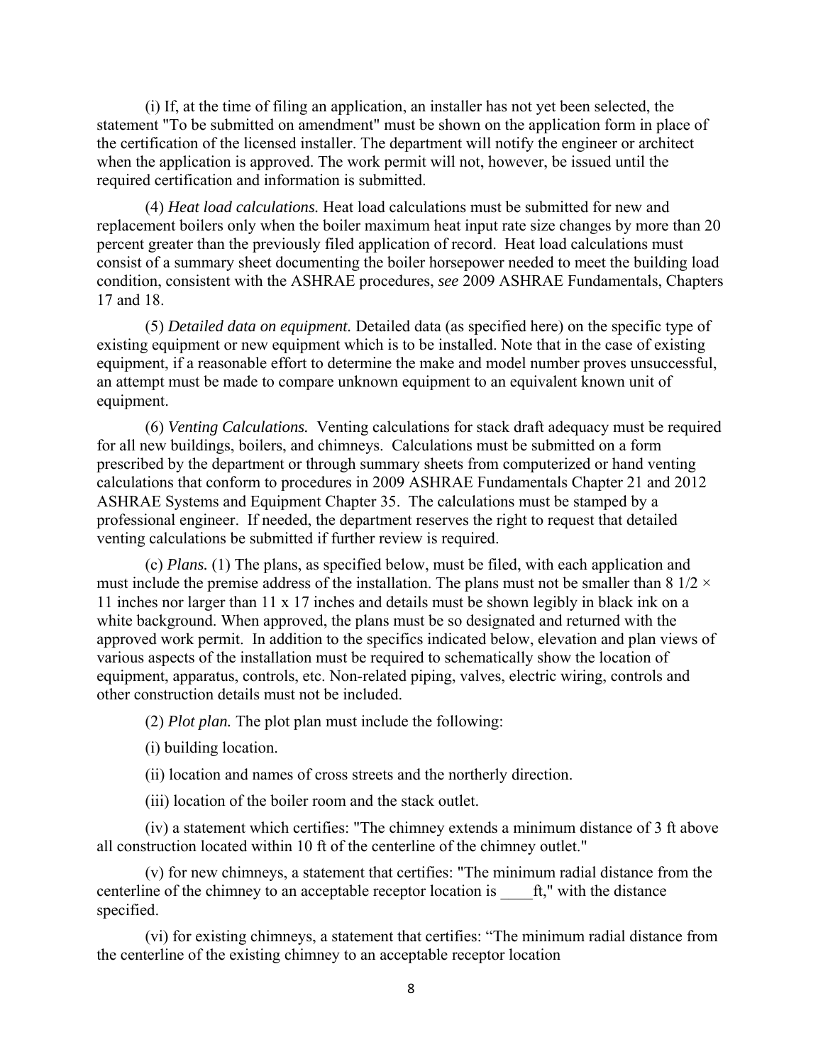(i) If, at the time of filing an application, an installer has not yet been selected, the statement "To be submitted on amendment" must be shown on the application form in place of the certification of the licensed installer. The department will notify the engineer or architect when the application is approved. The work permit will not, however, be issued until the required certification and information is submitted.

(4) *Heat load calculations.* Heat load calculations must be submitted for new and replacement boilers only when the boiler maximum heat input rate size changes by more than 20 percent greater than the previously filed application of record. Heat load calculations must consist of a summary sheet documenting the boiler horsepower needed to meet the building load condition, consistent with the ASHRAE procedures, *see* 2009 ASHRAE Fundamentals, Chapters 17 and 18.

(5) *Detailed data on equipment.* Detailed data (as specified here) on the specific type of existing equipment or new equipment which is to be installed. Note that in the case of existing equipment, if a reasonable effort to determine the make and model number proves unsuccessful, an attempt must be made to compare unknown equipment to an equivalent known unit of equipment.

(6) *Venting Calculations.* Venting calculations for stack draft adequacy must be required for all new buildings, boilers, and chimneys. Calculations must be submitted on a form prescribed by the department or through summary sheets from computerized or hand venting calculations that conform to procedures in 2009 ASHRAE Fundamentals Chapter 21 and 2012 ASHRAE Systems and Equipment Chapter 35. The calculations must be stamped by a professional engineer. If needed, the department reserves the right to request that detailed venting calculations be submitted if further review is required.

(c) *Plans.* (1) The plans, as specified below, must be filed, with each application and must include the premise address of the installation. The plans must not be smaller than 8 1/2 × 11 inches nor larger than 11 x 17 inches and details must be shown legibly in black ink on a white background. When approved, the plans must be so designated and returned with the approved work permit. In addition to the specifics indicated below, elevation and plan views of various aspects of the installation must be required to schematically show the location of equipment, apparatus, controls, etc. Non-related piping, valves, electric wiring, controls and other construction details must not be included.

(2) *Plot plan.* The plot plan must include the following:

(i) building location.

(ii) location and names of cross streets and the northerly direction.

(iii) location of the boiler room and the stack outlet.

(iv) a statement which certifies: "The chimney extends a minimum distance of 3 ft above all construction located within 10 ft of the centerline of the chimney outlet."

(v) for new chimneys, a statement that certifies: "The minimum radial distance from the centerline of the chimney to an acceptable receptor location is ____ft," with the distance specified.

(vi) for existing chimneys, a statement that certifies: "The minimum radial distance from the centerline of the existing chimney to an acceptable receptor location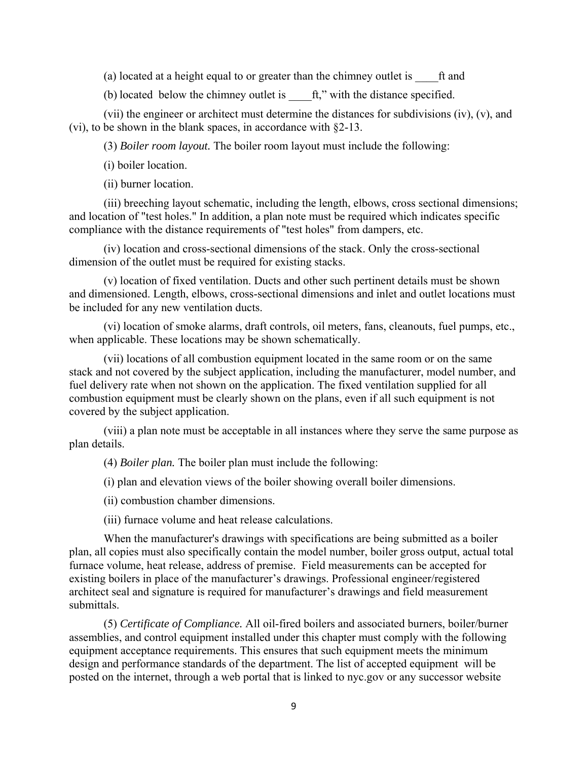(a) located at a height equal to or greater than the chimney outlet is \_\_\_\_ft and

(b) located below the chimney outlet is \_\_\_\_ft," with the distance specified.

(vii) the engineer or architect must determine the distances for subdivisions (iv), (v), and (vi), to be shown in the blank spaces, in accordance with §2-13.

(3) *Boiler room layout.* The boiler room layout must include the following:

(i) boiler location.

(ii) burner location.

(iii) breeching layout schematic, including the length, elbows, cross sectional dimensions; and location of "test holes." In addition, a plan note must be required which indicates specific compliance with the distance requirements of "test holes" from dampers, etc.

(iv) location and cross-sectional dimensions of the stack. Only the cross-sectional dimension of the outlet must be required for existing stacks.

(v) location of fixed ventilation. Ducts and other such pertinent details must be shown and dimensioned. Length, elbows, cross-sectional dimensions and inlet and outlet locations must be included for any new ventilation ducts.

(vi) location of smoke alarms, draft controls, oil meters, fans, cleanouts, fuel pumps, etc., when applicable. These locations may be shown schematically.

(vii) locations of all combustion equipment located in the same room or on the same stack and not covered by the subject application, including the manufacturer, model number, and fuel delivery rate when not shown on the application. The fixed ventilation supplied for all combustion equipment must be clearly shown on the plans, even if all such equipment is not covered by the subject application.

(viii) a plan note must be acceptable in all instances where they serve the same purpose as plan details.

(4) *Boiler plan.* The boiler plan must include the following:

(i) plan and elevation views of the boiler showing overall boiler dimensions.

(ii) combustion chamber dimensions.

(iii) furnace volume and heat release calculations.

When the manufacturer's drawings with specifications are being submitted as a boiler plan, all copies must also specifically contain the model number, boiler gross output, actual total furnace volume, heat release, address of premise. Field measurements can be accepted for existing boilers in place of the manufacturer's drawings. Professional engineer/registered architect seal and signature is required for manufacturer's drawings and field measurement submittals.

(5) *Certificate of Compliance.* All oil-fired boilers and associated burners, boiler/burner assemblies, and control equipment installed under this chapter must comply with the following equipment acceptance requirements. This ensures that such equipment meets the minimum design and performance standards of the department. The list of accepted equipment will be posted on the internet, through a web portal that is linked to nyc.gov or any successor website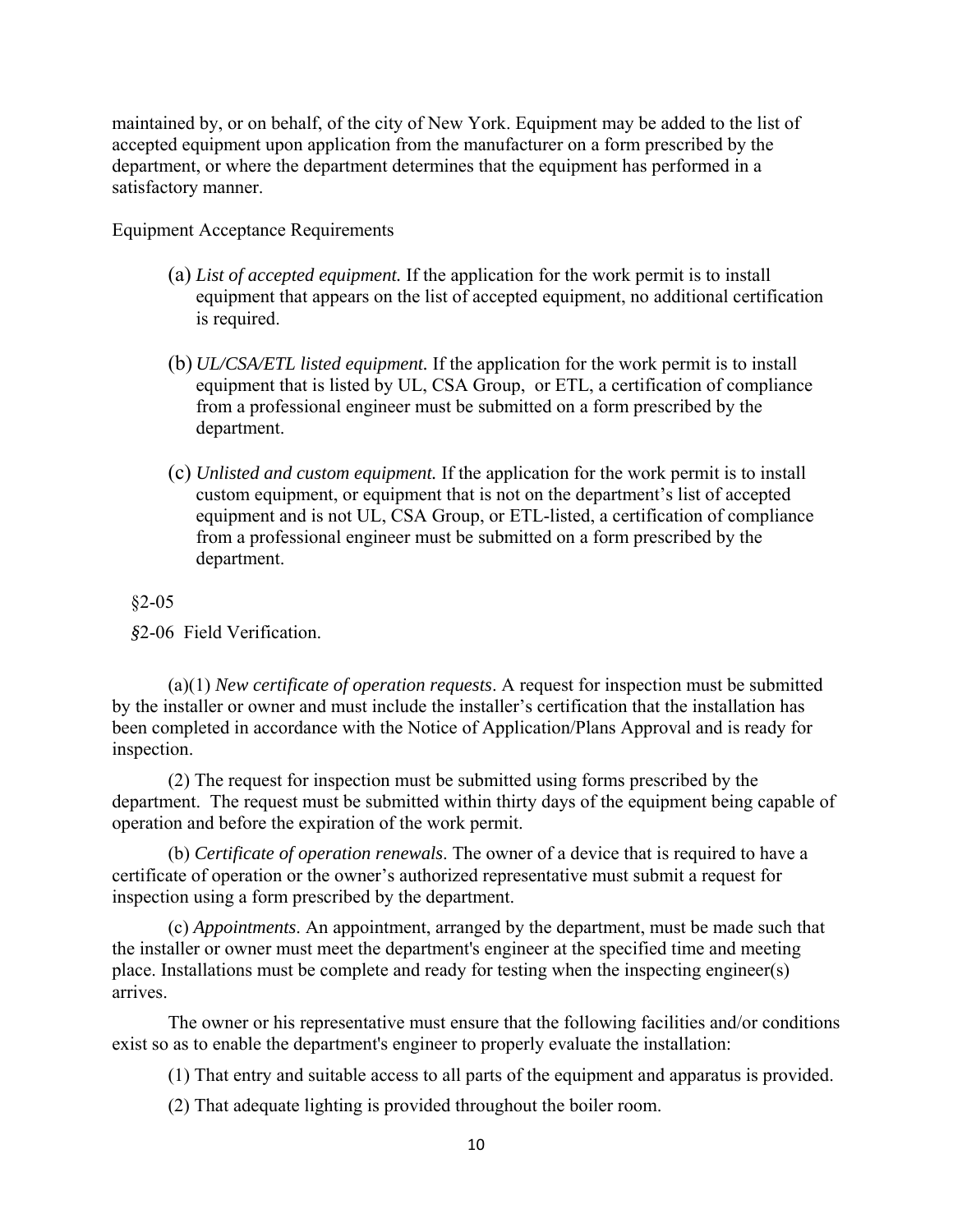maintained by, or on behalf, of the city of New York. Equipment may be added to the list of accepted equipment upon application from the manufacturer on a form prescribed by the department, or where the department determines that the equipment has performed in a satisfactory manner.

Equipment Acceptance Requirements

(a) *List of accepted equipment.* If the application for the work permit is to install equipment that appears on the list of accepted equipment, no additional certification is required.

(b) *UL/CSA/ETL listed equipment.* If the application for the work permit is to install equipment that is listed by UL, CSA Group, or ETL, a certification of compliance from a professional engineer must be submitted on a form prescribed by the department.

(c) *Unlisted and custom equipment.* If the application for the work permit is to install custom equipment, or equipment that is not on the department's list of accepted equipment and is not UL, CSA Group, or ETL-listed, a certification of compliance from a professional engineer must be submitted on a form prescribed by the department.

§2-05

§2-06 Field Verification.

(a)(1) *New certificate of operation requests*. A request for inspection must be submitted by the installer or owner and must include the installer's certification that the installation has been completed in accordance with the Notice of Application/Plans Approval and is ready for inspection.

(2) The request for inspection must be submitted using forms prescribed by the department. The request must be submitted within thirty days of the equipment being capable of operation and before the expiration of the work permit.

(b) *Certificate of operation renewals*. The owner of a device that is required to have a certificate of operation or the owner's authorized representative must submit a request for inspection using a form prescribed by the department.

(c) *Appointments*. An appointment, arranged by the department, must be made such that the installer or owner must meet the department's engineer at the specified time and meeting place. Installations must be complete and ready for testing when the inspecting engineer(s) arrives.

The owner or his representative must ensure that the following facilities and/or conditions exist so as to enable the department's engineer to properly evaluate the installation:

(1) That entry and suitable access to all parts of the equipment and apparatus is provided.

(2) That adequate lighting is provided throughout the boiler room.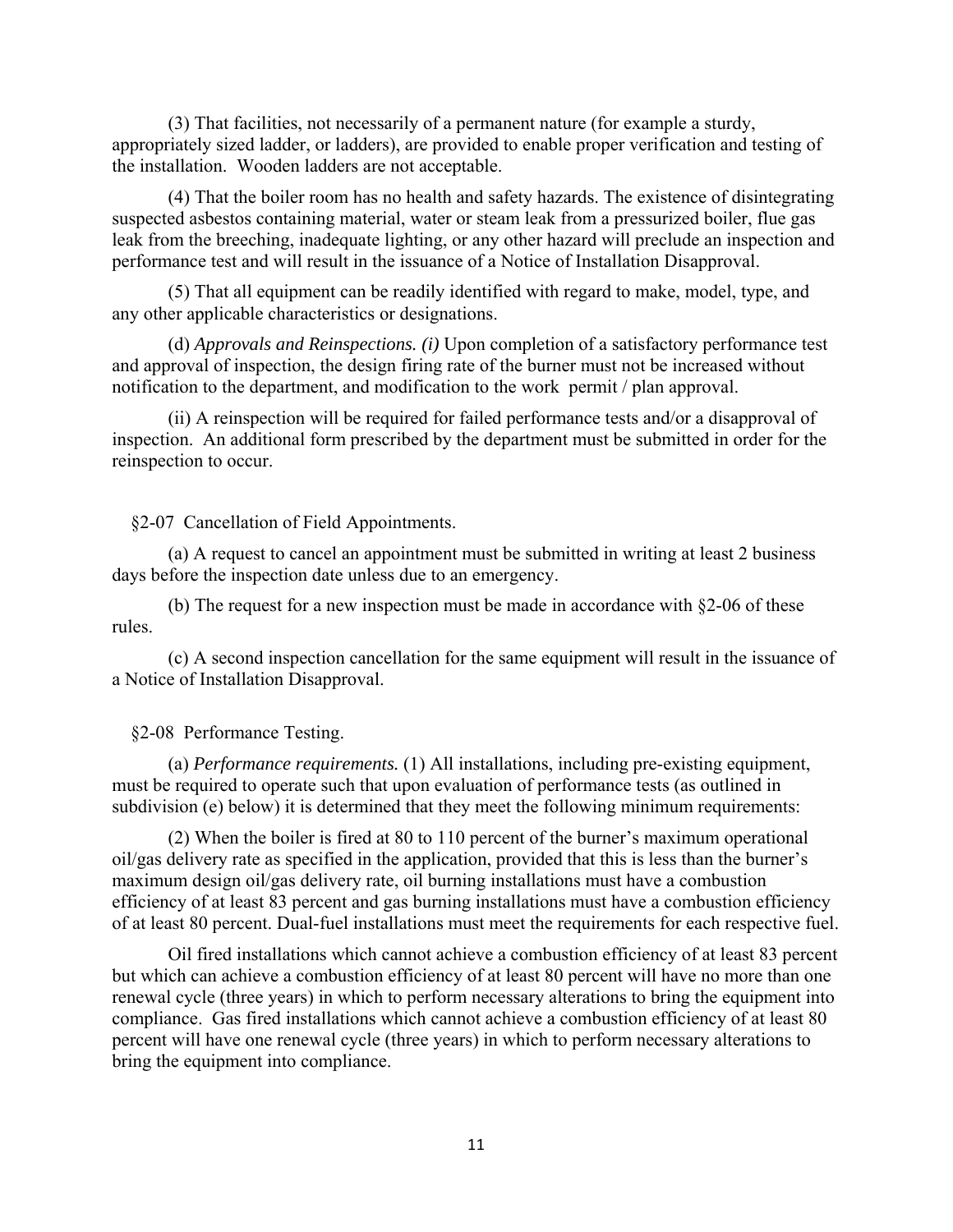(3) That facilities, not necessarily of a permanent nature (for example a sturdy, appropriately sized ladder, or ladders), are provided to enable proper verification and testing of the installation. Wooden ladders are not acceptable.

(4) That the boiler room has no health and safety hazards. The existence of disintegrating suspected asbestos containing material, water or steam leak from a pressurized boiler, flue gas leak from the breeching, inadequate lighting, or any other hazard will preclude an inspection and performance test and will result in the issuance of a Notice of Installation Disapproval.

(5) That all equipment can be readily identified with regard to make, model, type, and any other applicable characteristics or designations.

(d) *Approvals and Reinspections. (i)* Upon completion of a satisfactory performance test and approval of inspection, the design firing rate of the burner must not be increased without notification to the department, and modification to the work permit / plan approval.

(ii) A reinspection will be required for failed performance tests and/or a disapproval of inspection. An additional form prescribed by the department must be submitted in order for the reinspection to occur.

§2-07 Cancellation of Field Appointments.

(a) A request to cancel an appointment must be submitted in writing at least 2 business days before the inspection date unless due to an emergency.

(b) The request for a new inspection must be made in accordance with §2-06 of these rules.

(c) A second inspection cancellation for the same equipment will result in the issuance of a Notice of Installation Disapproval.

§2-08 Performance Testing.

(a) *Performance requirements.* (1) All installations, including pre-existing equipment, must be required to operate such that upon evaluation of performance tests (as outlined in subdivision (e) below) it is determined that they meet the following minimum requirements:

(2) When the boiler is fired at 80 to 110 percent of the burner's maximum operational oil/gas delivery rate as specified in the application, provided that this is less than the burner's maximum design oil/gas delivery rate, oil burning installations must have a combustion efficiency of at least 83 percent and gas burning installations must have a combustion efficiency of at least 80 percent. Dual-fuel installations must meet the requirements for each respective fuel.

Oil fired installations which cannot achieve a combustion efficiency of at least 83 percent but which can achieve a combustion efficiency of at least 80 percent will have no more than one renewal cycle (three years) in which to perform necessary alterations to bring the equipment into compliance. Gas fired installations which cannot achieve a combustion efficiency of at least 80 percent will have one renewal cycle (three years) in which to perform necessary alterations to bring the equipment into compliance.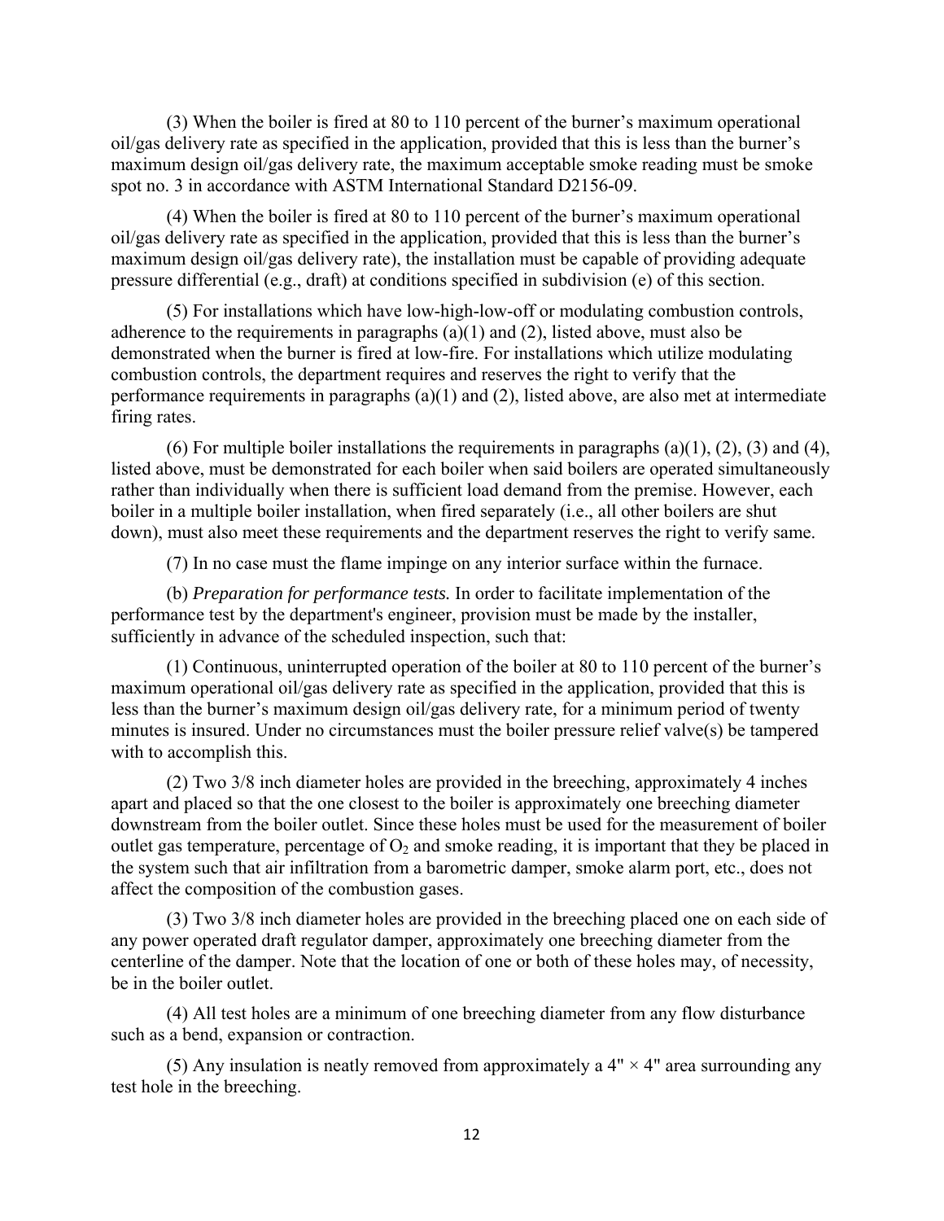(3) When the boiler is fired at 80 to 110 percent of the burner's maximum operational oil/gas delivery rate as specified in the application, provided that this is less than the burner's maximum design oil/gas delivery rate, the maximum acceptable smoke reading must be smoke spot no. 3 in accordance with ASTM International Standard D2156-09.

(4) When the boiler is fired at 80 to 110 percent of the burner's maximum operational oil/gas delivery rate as specified in the application, provided that this is less than the burner's maximum design oil/gas delivery rate), the installation must be capable of providing adequate pressure differential (e.g., draft) at conditions specified in subdivision (e) of this section.

(5) For installations which have low-high-low-off or modulating combustion controls, adherence to the requirements in paragraphs (a)(1) and (2), listed above, must also be demonstrated when the burner is fired at low-fire. For installations which utilize modulating combustion controls, the department requires and reserves the right to verify that the performance requirements in paragraphs (a)(1) and (2), listed above, are also met at intermediate firing rates.

(6) For multiple boiler installations the requirements in paragraphs (a)(1), (2), (3) and (4), listed above, must be demonstrated for each boiler when said boilers are operated simultaneously rather than individually when there is sufficient load demand from the premise. However, each boiler in a multiple boiler installation, when fired separately (i.e., all other boilers are shut down), must also meet these requirements and the department reserves the right to verify same.

(7) In no case must the flame impinge on any interior surface within the furnace.

(b) *Preparation for performance tests.* In order to facilitate implementation of the performance test by the department's engineer, provision must be made by the installer, sufficiently in advance of the scheduled inspection, such that:

(1) Continuous, uninterrupted operation of the boiler at 80 to 110 percent of the burner's maximum operational oil/gas delivery rate as specified in the application, provided that this is less than the burner's maximum design oil/gas delivery rate, for a minimum period of twenty minutes is insured. Under no circumstances must the boiler pressure relief valve(s) be tampered with to accomplish this.

(2) Two 3/8 inch diameter holes are provided in the breeching, approximately 4 inches apart and placed so that the one closest to the boiler is approximately one breeching diameter downstream from the boiler outlet. Since these holes must be used for the measurement of boiler outlet gas temperature, percentage of $O_2$ and smoke reading, it is important that they be placed in the system such that air infiltration from a barometric damper, smoke alarm port, etc., does not affect the composition of the combustion gases.

(3) Two 3/8 inch diameter holes are provided in the breeching placed one on each side of any power operated draft regulator damper, approximately one breeching diameter from the centerline of the damper. Note that the location of one or both of these holes may, of necessity, be in the boiler outlet.

(4) All test holes are a minimum of one breeching diameter from any flow disturbance such as a bend, expansion or contraction.

(5) Any insulation is neatly removed from approximately a 4" × 4" area surrounding any test hole in the breeching.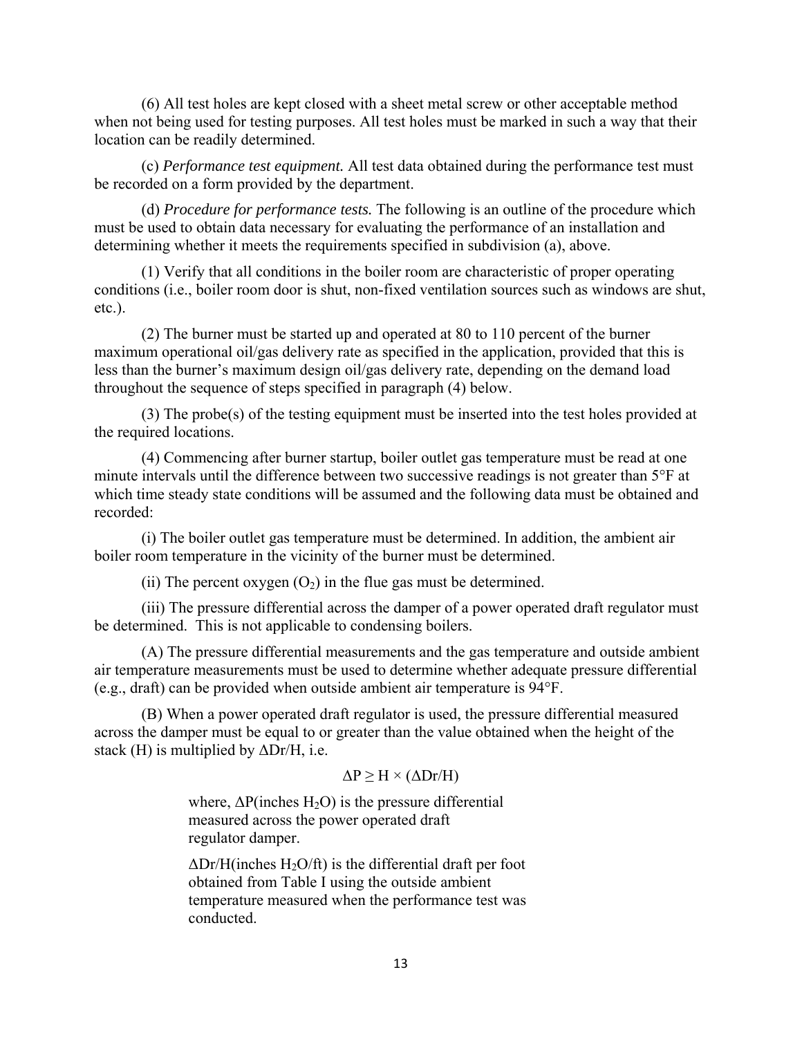(6) All test holes are kept closed with a sheet metal screw or other acceptable method when not being used for testing purposes. All test holes must be marked in such a way that their location can be readily determined.

(c) *Performance test equipment.* All test data obtained during the performance test must be recorded on a form provided by the department.

(d) *Procedure for performance tests.* The following is an outline of the procedure which must be used to obtain data necessary for evaluating the performance of an installation and determining whether it meets the requirements specified in subdivision (a), above.

(1) Verify that all conditions in the boiler room are characteristic of proper operating conditions (i.e., boiler room door is shut, non-fixed ventilation sources such as windows are shut, etc.).

(2) The burner must be started up and operated at 80 to 110 percent of the burner maximum operational oil/gas delivery rate as specified in the application, provided that this is less than the burner's maximum design oil/gas delivery rate, depending on the demand load throughout the sequence of steps specified in paragraph (4) below.

(3) The probe(s) of the testing equipment must be inserted into the test holes provided at the required locations.

(4) Commencing after burner startup, boiler outlet gas temperature must be read at one minute intervals until the difference between two successive readings is not greater than 5°F at which time steady state conditions will be assumed and the following data must be obtained and recorded:

(i) The boiler outlet gas temperature must be determined. In addition, the ambient air boiler room temperature in the vicinity of the burner must be determined.

(ii) The percent oxygen ($O_2$) in the flue gas must be determined.

(iii) The pressure differential across the damper of a power operated draft regulator must be determined. This is not applicable to condensing boilers.

(A) The pressure differential measurements and the gas temperature and outside ambient air temperature measurements must be used to determine whether adequate pressure differential (e.g., draft) can be provided when outside ambient air temperature is 94°F.

(B) When a power operated draft regulator is used, the pressure differential measured across the damper must be equal to or greater than the value obtained when the height of the stack (H) is multiplied by $\Delta Dr/H$, i.e.

$$\Delta P \geq H \times (\Delta Dr/H)$$

where, $\Delta P$(inches $H_2O$) is the pressure differential measured across the power operated draft regulator damper.

$\Delta Dr/H$(inches $H_2O$/ft) is the differential draft per foot obtained from Table I using the outside ambient temperature measured when the performance test was conducted.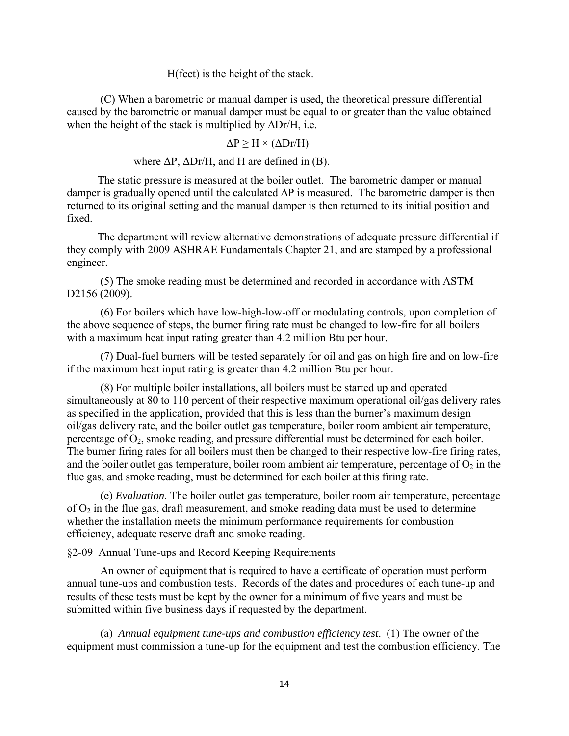H(feet) is the height of the stack.

(C) When a barometric or manual damper is used, the theoretical pressure differential caused by the barometric or manual damper must be equal to or greater than the value obtained when the height of the stack is multiplied by $\Delta Dr/H$, i.e.

$$\Delta P \geq H \times (\Delta Dr/H)$$

where $\Delta P$, $\Delta Dr/H$, and H are defined in (B).

The static pressure is measured at the boiler outlet. The barometric damper or manual damper is gradually opened until the calculated $\Delta P$ is measured. The barometric damper is then returned to its original setting and the manual damper is then returned to its initial position and fixed.

The department will review alternative demonstrations of adequate pressure differential if they comply with 2009 ASHRAE Fundamentals Chapter 21, and are stamped by a professional engineer.

(5) The smoke reading must be determined and recorded in accordance with ASTM D2156 (2009).

(6) For boilers which have low-high-low-off or modulating controls, upon completion of the above sequence of steps, the burner firing rate must be changed to low-fire for all boilers with a maximum heat input rating greater than 4.2 million Btu per hour.

(7) Dual-fuel burners will be tested separately for oil and gas on high fire and on low-fire if the maximum heat input rating is greater than 4.2 million Btu per hour.

(8) For multiple boiler installations, all boilers must be started up and operated simultaneously at 80 to 110 percent of their respective maximum operational oil/gas delivery rates as specified in the application, provided that this is less than the burner's maximum design oil/gas delivery rate, and the boiler outlet gas temperature, boiler room ambient air temperature, percentage of $O_2$, smoke reading, and pressure differential must be determined for each boiler. The burner firing rates for all boilers must then be changed to their respective low-fire firing rates, and the boiler outlet gas temperature, boiler room ambient air temperature, percentage of $O_2$ in the flue gas, and smoke reading, must be determined for each boiler at this firing rate.

(e) *Evaluation.* The boiler outlet gas temperature, boiler room air temperature, percentage of $O_2$ in the flue gas, draft measurement, and smoke reading data must be used to determine whether the installation meets the minimum performance requirements for combustion efficiency, adequate reserve draft and smoke reading.

§2-09 Annual Tune-ups and Record Keeping Requirements

An owner of equipment that is required to have a certificate of operation must perform annual tune-ups and combustion tests. Records of the dates and procedures of each tune-up and results of these tests must be kept by the owner for a minimum of five years and must be submitted within five business days if requested by the department.

(a) *Annual equipment tune-ups and combustion efficiency test.* (1) The owner of the equipment must commission a tune-up for the equipment and test the combustion efficiency. The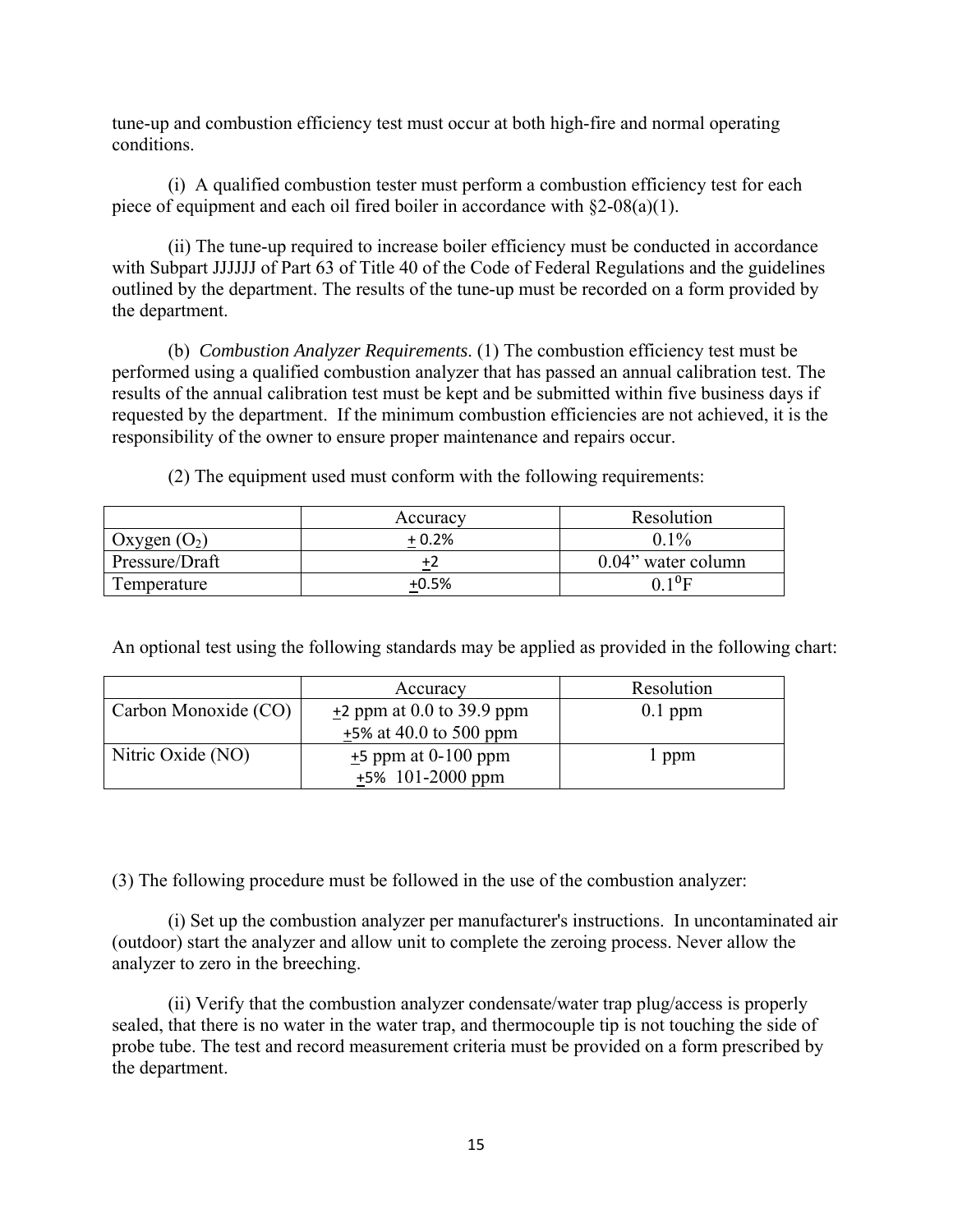tune-up and combustion efficiency test must occur at both high-fire and normal operating conditions.

(i) A qualified combustion tester must perform a combustion efficiency test for each piece of equipment and each oil fired boiler in accordance with §2-08(a)(1).

(ii) The tune-up required to increase boiler efficiency must be conducted in accordance with Subpart JJJJJJ of Part 63 of Title 40 of the Code of Federal Regulations and the guidelines outlined by the department. The results of the tune-up must be recorded on a form provided by the department.

(b) *Combustion Analyzer Requirements*. (1) The combustion efficiency test must be performed using a qualified combustion analyzer that has passed an annual calibration test. The results of the annual calibration test must be kept and be submitted within five business days if requested by the department. If the minimum combustion efficiencies are not achieved, it is the responsibility of the owner to ensure proper maintenance and repairs occur.

(2) The equipment used must conform with the following requirements:

| | Accuracy | Resolution |
|---|---|---|
| Oxygen ($O_2$) | ± 0.2% | 0.1% |
| Pressure/Draft | ±2 | 0.04" water column |
| Temperature | ±0.5% | $0.1^0$F |

An optional test using the following standards may be applied as provided in the following chart:

| | Accuracy | Resolution |
|---|---|---|
| Carbon Monoxide (CO) | ±2 ppm at 0.0 to 39.9 ppm<br>±5% at 40.0 to 500 ppm | 0.1 ppm |
| Nitric Oxide (NO) | ±5 ppm at 0-100 ppm<br>±5% 101-2000 ppm | 1 ppm |

(3) The following procedure must be followed in the use of the combustion analyzer:

(i) Set up the combustion analyzer per manufacturer's instructions. In uncontaminated air (outdoor) start the analyzer and allow unit to complete the zeroing process. Never allow the analyzer to zero in the breeching.

(ii) Verify that the combustion analyzer condensate/water trap plug/access is properly sealed, that there is no water in the water trap, and thermocouple tip is not touching the side of probe tube. The test and record measurement criteria must be provided on a form prescribed by the department.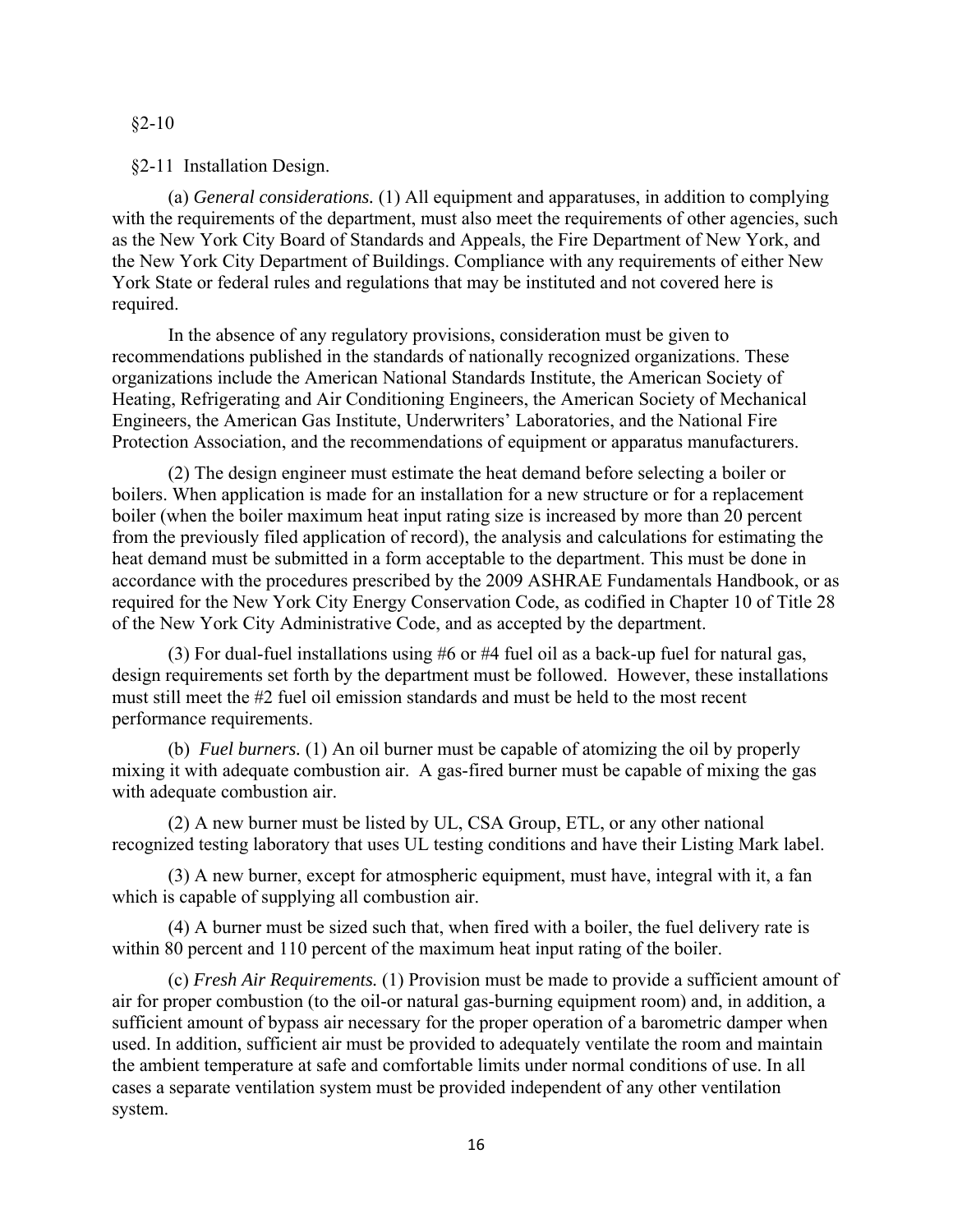§2-10

§2-11 Installation Design.

(a) *General considerations.* (1) All equipment and apparatuses, in addition to complying with the requirements of the department, must also meet the requirements of other agencies, such as the New York City Board of Standards and Appeals, the Fire Department of New York, and the New York City Department of Buildings. Compliance with any requirements of either New York State or federal rules and regulations that may be instituted and not covered here is required.

In the absence of any regulatory provisions, consideration must be given to recommendations published in the standards of nationally recognized organizations. These organizations include the American National Standards Institute, the American Society of Heating, Refrigerating and Air Conditioning Engineers, the American Society of Mechanical Engineers, the American Gas Institute, Underwriters' Laboratories, and the National Fire Protection Association, and the recommendations of equipment or apparatus manufacturers.

(2) The design engineer must estimate the heat demand before selecting a boiler or boilers. When application is made for an installation for a new structure or for a replacement boiler (when the boiler maximum heat input rating size is increased by more than 20 percent from the previously filed application of record), the analysis and calculations for estimating the heat demand must be submitted in a form acceptable to the department. This must be done in accordance with the procedures prescribed by the 2009 ASHRAE Fundamentals Handbook, or as required for the New York City Energy Conservation Code, as codified in Chapter 10 of Title 28 of the New York City Administrative Code, and as accepted by the department.

(3) For dual-fuel installations using #6 or #4 fuel oil as a back-up fuel for natural gas, design requirements set forth by the department must be followed. However, these installations must still meet the #2 fuel oil emission standards and must be held to the most recent performance requirements.

(b) *Fuel burners.* (1) An oil burner must be capable of atomizing the oil by properly mixing it with adequate combustion air. A gas-fired burner must be capable of mixing the gas with adequate combustion air.

(2) A new burner must be listed by UL, CSA Group, ETL, or any other national recognized testing laboratory that uses UL testing conditions and have their Listing Mark label.

(3) A new burner, except for atmospheric equipment, must have, integral with it, a fan which is capable of supplying all combustion air.

(4) A burner must be sized such that, when fired with a boiler, the fuel delivery rate is within 80 percent and 110 percent of the maximum heat input rating of the boiler.

(c) *Fresh Air Requirements.* (1) Provision must be made to provide a sufficient amount of air for proper combustion (to the oil-or natural gas-burning equipment room) and, in addition, a sufficient amount of bypass air necessary for the proper operation of a barometric damper when used. In addition, sufficient air must be provided to adequately ventilate the room and maintain the ambient temperature at safe and comfortable limits under normal conditions of use. In all cases a separate ventilation system must be provided independent of any other ventilation system.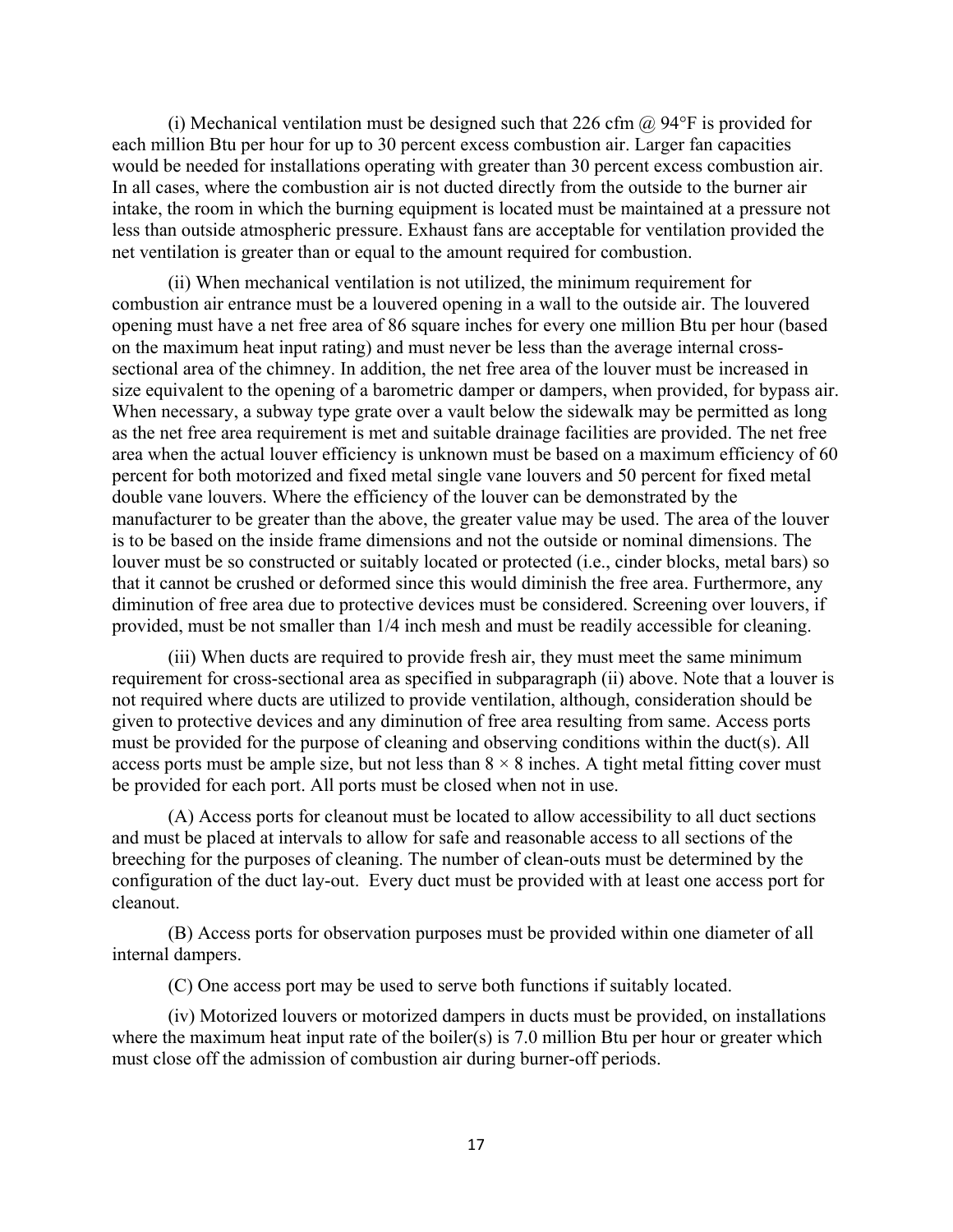(i) Mechanical ventilation must be designed such that 226 cfm @ 94°F is provided for each million Btu per hour for up to 30 percent excess combustion air. Larger fan capacities would be needed for installations operating with greater than 30 percent excess combustion air. In all cases, where the combustion air is not ducted directly from the outside to the burner air intake, the room in which the burning equipment is located must be maintained at a pressure not less than outside atmospheric pressure. Exhaust fans are acceptable for ventilation provided the net ventilation is greater than or equal to the amount required for combustion.

(ii) When mechanical ventilation is not utilized, the minimum requirement for combustion air entrance must be a louvered opening in a wall to the outside air. The louvered opening must have a net free area of 86 square inches for every one million Btu per hour (based on the maximum heat input rating) and must never be less than the average internal cross-sectional area of the chimney. In addition, the net free area of the louver must be increased in size equivalent to the opening of a barometric damper or dampers, when provided, for bypass air. When necessary, a subway type grate over a vault below the sidewalk may be permitted as long as the net free area requirement is met and suitable drainage facilities are provided. The net free area when the actual louver efficiency is unknown must be based on a maximum efficiency of 60 percent for both motorized and fixed metal single vane louvers and 50 percent for fixed metal double vane louvers. Where the efficiency of the louver can be demonstrated by the manufacturer to be greater than the above, the greater value may be used. The area of the louver is to be based on the inside frame dimensions and not the outside or nominal dimensions. The louver must be so constructed or suitably located or protected (i.e., cinder blocks, metal bars) so that it cannot be crushed or deformed since this would diminish the free area. Furthermore, any diminution of free area due to protective devices must be considered. Screening over louvers, if provided, must be not smaller than 1/4 inch mesh and must be readily accessible for cleaning.

(iii) When ducts are required to provide fresh air, they must meet the same minimum requirement for cross-sectional area as specified in subparagraph (ii) above. Note that a louver is not required where ducts are utilized to provide ventilation, although, consideration should be given to protective devices and any diminution of free area resulting from same. Access ports must be provided for the purpose of cleaning and observing conditions within the duct(s). All access ports must be ample size, but not less than $8 \times 8$ inches. A tight metal fitting cover must be provided for each port. All ports must be closed when not in use.

(A) Access ports for cleanout must be located to allow accessibility to all duct sections and must be placed at intervals to allow for safe and reasonable access to all sections of the breeching for the purposes of cleaning. The number of clean-outs must be determined by the configuration of the duct lay-out. Every duct must be provided with at least one access port for cleanout.

(B) Access ports for observation purposes must be provided within one diameter of all internal dampers.

(C) One access port may be used to serve both functions if suitably located.

(iv) Motorized louvers or motorized dampers in ducts must be provided, on installations where the maximum heat input rate of the boiler(s) is 7.0 million Btu per hour or greater which must close off the admission of combustion air during burner-off periods.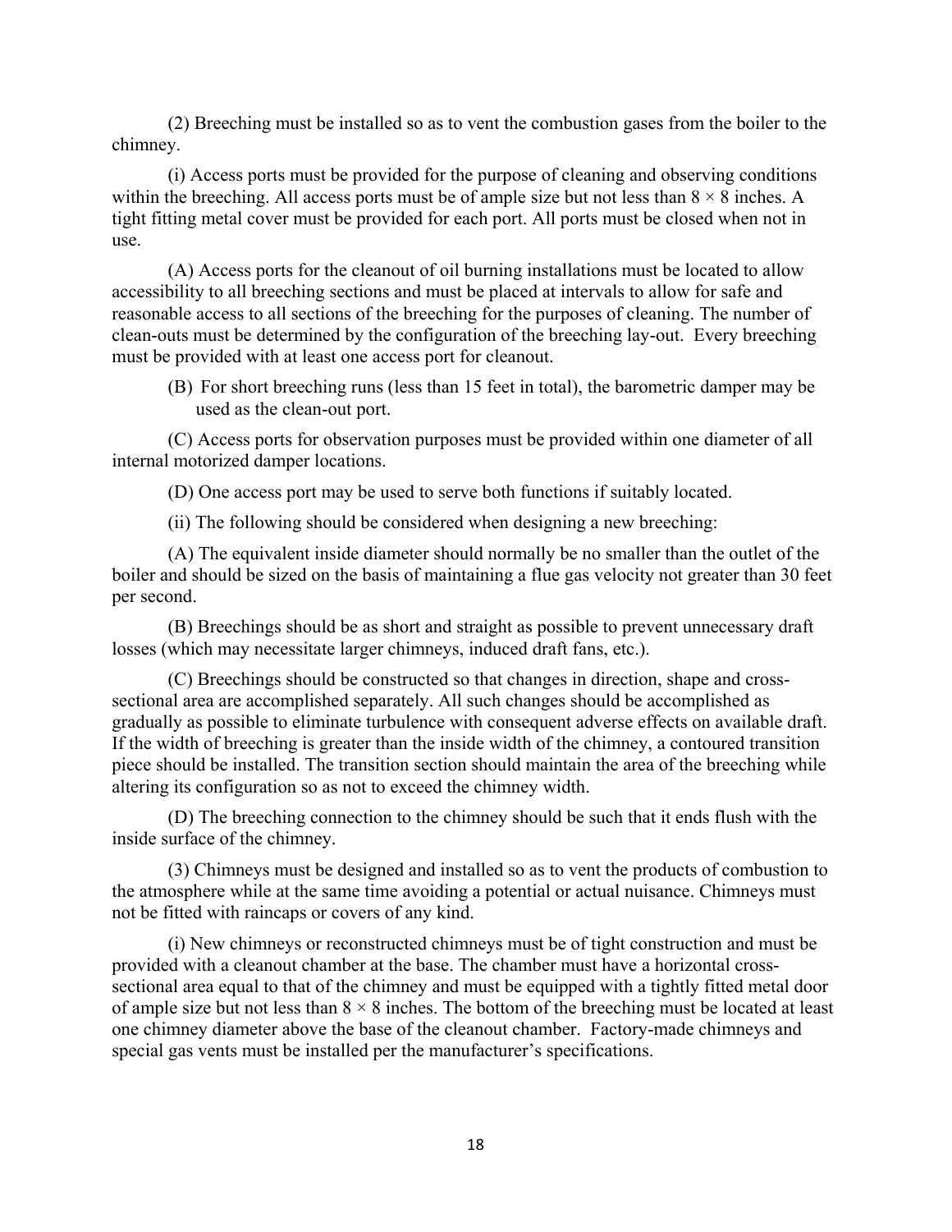(2) Breeching must be installed so as to vent the combustion gases from the boiler to the chimney.

(i) Access ports must be provided for the purpose of cleaning and observing conditions within the breeching. All access ports must be of ample size but not less than 8 × 8 inches. A tight fitting metal cover must be provided for each port. All ports must be closed when not in use.

(A) Access ports for the cleanout of oil burning installations must be located to allow accessibility to all breeching sections and must be placed at intervals to allow for safe and reasonable access to all sections of the breeching for the purposes of cleaning. The number of clean-outs must be determined by the configuration of the breeching lay-out. Every breeching must be provided with at least one access port for cleanout.

(B) For short breeching runs (less than 15 feet in total), the barometric damper may be used as the clean-out port.

(C) Access ports for observation purposes must be provided within one diameter of all internal motorized damper locations.

(D) One access port may be used to serve both functions if suitably located.

(ii) The following should be considered when designing a new breeching:

(A) The equivalent inside diameter should normally be no smaller than the outlet of the boiler and should be sized on the basis of maintaining a flue gas velocity not greater than 30 feet per second.

(B) Breechings should be as short and straight as possible to prevent unnecessary draft losses (which may necessitate larger chimneys, induced draft fans, etc.).

(C) Breechings should be constructed so that changes in direction, shape and cross-sectional area are accomplished separately. All such changes should be accomplished as gradually as possible to eliminate turbulence with consequent adverse effects on available draft. If the width of breeching is greater than the inside width of the chimney, a contoured transition piece should be installed. The transition section should maintain the area of the breeching while altering its configuration so as not to exceed the chimney width.

(D) The breeching connection to the chimney should be such that it ends flush with the inside surface of the chimney.

(3) Chimneys must be designed and installed so as to vent the products of combustion to the atmosphere while at the same time avoiding a potential or actual nuisance. Chimneys must not be fitted with raincaps or covers of any kind.

(i) New chimneys or reconstructed chimneys must be of tight construction and must be provided with a cleanout chamber at the base. The chamber must have a horizontal cross-sectional area equal to that of the chimney and must be equipped with a tightly fitted metal door of ample size but not less than 8 × 8 inches. The bottom of the breeching must be located at least one chimney diameter above the base of the cleanout chamber. Factory-made chimneys and special gas vents must be installed per the manufacturer's specifications.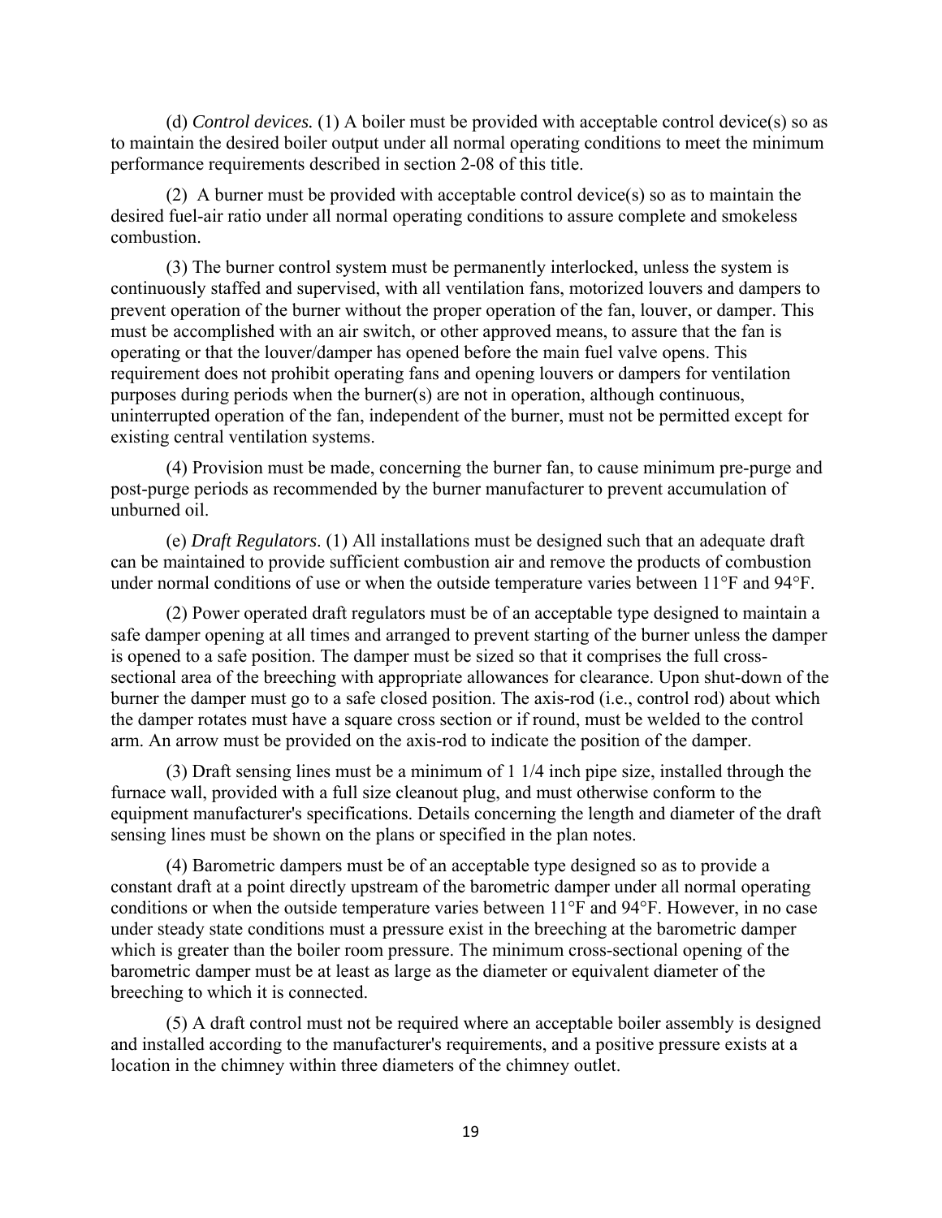(d) *Control devices.* (1) A boiler must be provided with acceptable control device(s) so as to maintain the desired boiler output under all normal operating conditions to meet the minimum performance requirements described in section 2-08 of this title.

(2) A burner must be provided with acceptable control device(s) so as to maintain the desired fuel-air ratio under all normal operating conditions to assure complete and smokeless combustion.

(3) The burner control system must be permanently interlocked, unless the system is continuously staffed and supervised, with all ventilation fans, motorized louvers and dampers to prevent operation of the burner without the proper operation of the fan, louver, or damper. This must be accomplished with an air switch, or other approved means, to assure that the fan is operating or that the louver/damper has opened before the main fuel valve opens. This requirement does not prohibit operating fans and opening louvers or dampers for ventilation purposes during periods when the burner(s) are not in operation, although continuous, uninterrupted operation of the fan, independent of the burner, must not be permitted except for existing central ventilation systems.

(4) Provision must be made, concerning the burner fan, to cause minimum pre-purge and post-purge periods as recommended by the burner manufacturer to prevent accumulation of unburned oil.

(e) *Draft Regulators*. (1) All installations must be designed such that an adequate draft can be maintained to provide sufficient combustion air and remove the products of combustion under normal conditions of use or when the outside temperature varies between 11°F and 94°F.

(2) Power operated draft regulators must be of an acceptable type designed to maintain a safe damper opening at all times and arranged to prevent starting of the burner unless the damper is opened to a safe position. The damper must be sized so that it comprises the full cross-sectional area of the breeching with appropriate allowances for clearance. Upon shut-down of the burner the damper must go to a safe closed position. The axis-rod (i.e., control rod) about which the damper rotates must have a square cross section or if round, must be welded to the control arm. An arrow must be provided on the axis-rod to indicate the position of the damper.

(3) Draft sensing lines must be a minimum of 1 1/4 inch pipe size, installed through the furnace wall, provided with a full size cleanout plug, and must otherwise conform to the equipment manufacturer's specifications. Details concerning the length and diameter of the draft sensing lines must be shown on the plans or specified in the plan notes.

(4) Barometric dampers must be of an acceptable type designed so as to provide a constant draft at a point directly upstream of the barometric damper under all normal operating conditions or when the outside temperature varies between 11°F and 94°F. However, in no case under steady state conditions must a pressure exist in the breeching at the barometric damper which is greater than the boiler room pressure. The minimum cross-sectional opening of the barometric damper must be at least as large as the diameter or equivalent diameter of the breeching to which it is connected.

(5) A draft control must not be required where an acceptable boiler assembly is designed and installed according to the manufacturer's requirements, and a positive pressure exists at a location in the chimney within three diameters of the chimney outlet.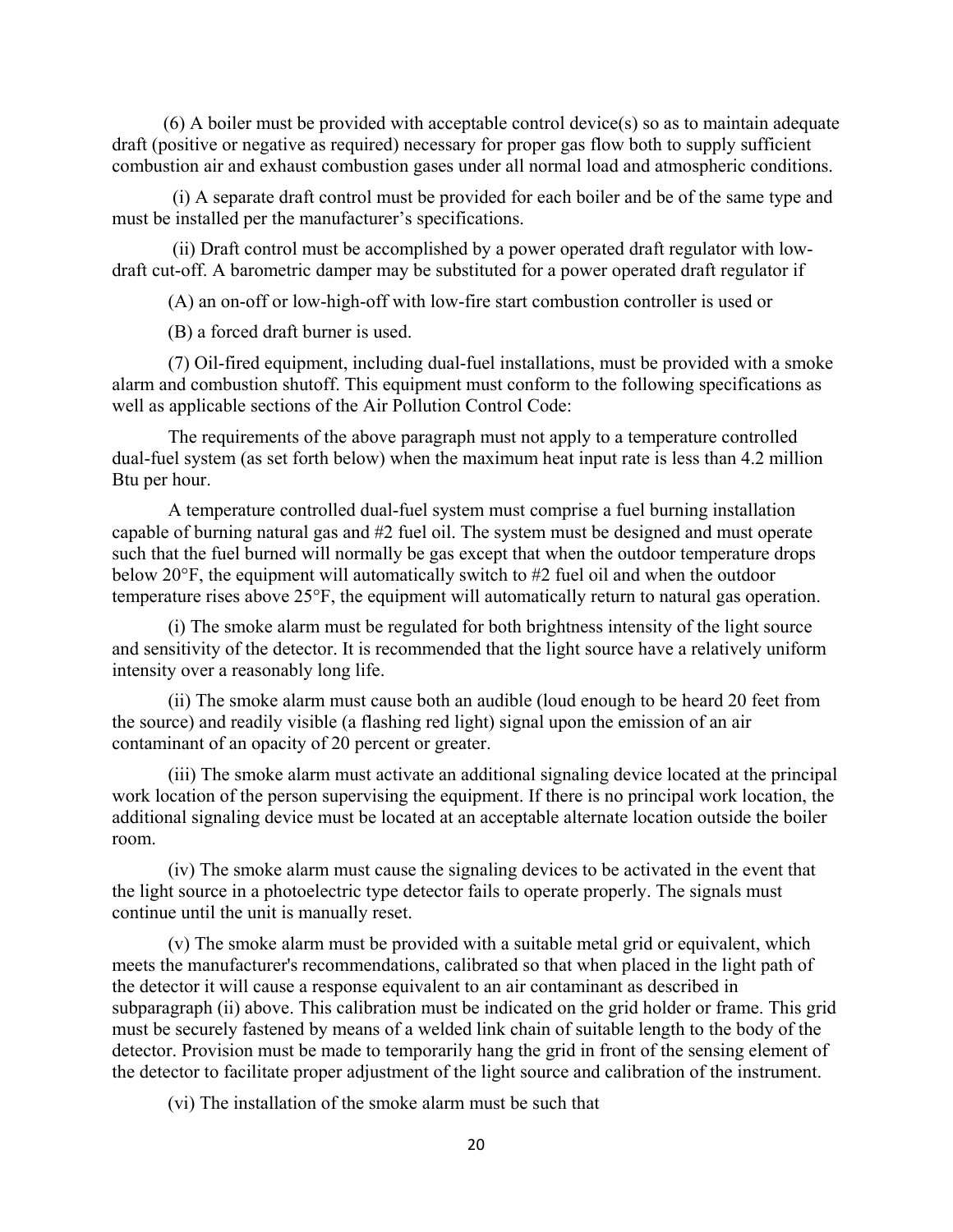(6) A boiler must be provided with acceptable control device(s) so as to maintain adequate draft (positive or negative as required) necessary for proper gas flow both to supply sufficient combustion air and exhaust combustion gases under all normal load and atmospheric conditions.

(i) A separate draft control must be provided for each boiler and be of the same type and must be installed per the manufacturer's specifications.

(ii) Draft control must be accomplished by a power operated draft regulator with low-draft cut-off. A barometric damper may be substituted for a power operated draft regulator if

(A) an on-off or low-high-off with low-fire start combustion controller is used or

(B) a forced draft burner is used.

(7) Oil-fired equipment, including dual-fuel installations, must be provided with a smoke alarm and combustion shutoff. This equipment must conform to the following specifications as well as applicable sections of the Air Pollution Control Code:

The requirements of the above paragraph must not apply to a temperature controlled dual-fuel system (as set forth below) when the maximum heat input rate is less than 4.2 million Btu per hour.

A temperature controlled dual-fuel system must comprise a fuel burning installation capable of burning natural gas and #2 fuel oil. The system must be designed and must operate such that the fuel burned will normally be gas except that when the outdoor temperature drops below 20°F, the equipment will automatically switch to #2 fuel oil and when the outdoor temperature rises above 25°F, the equipment will automatically return to natural gas operation.

(i) The smoke alarm must be regulated for both brightness intensity of the light source and sensitivity of the detector. It is recommended that the light source have a relatively uniform intensity over a reasonably long life.

(ii) The smoke alarm must cause both an audible (loud enough to be heard 20 feet from the source) and readily visible (a flashing red light) signal upon the emission of an air contaminant of an opacity of 20 percent or greater.

(iii) The smoke alarm must activate an additional signaling device located at the principal work location of the person supervising the equipment. If there is no principal work location, the additional signaling device must be located at an acceptable alternate location outside the boiler room.

(iv) The smoke alarm must cause the signaling devices to be activated in the event that the light source in a photoelectric type detector fails to operate properly. The signals must continue until the unit is manually reset.

(v) The smoke alarm must be provided with a suitable metal grid or equivalent, which meets the manufacturer's recommendations, calibrated so that when placed in the light path of the detector it will cause a response equivalent to an air contaminant as described in subparagraph (ii) above. This calibration must be indicated on the grid holder or frame. This grid must be securely fastened by means of a welded link chain of suitable length to the body of the detector. Provision must be made to temporarily hang the grid in front of the sensing element of the detector to facilitate proper adjustment of the light source and calibration of the instrument.

(vi) The installation of the smoke alarm must be such that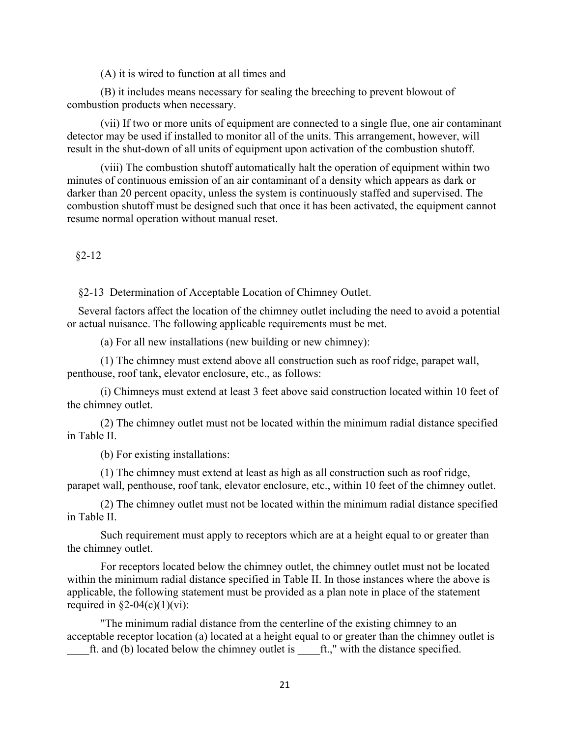(A) it is wired to function at all times and

(B) it includes means necessary for sealing the breeching to prevent blowout of combustion products when necessary.

(vii) If two or more units of equipment are connected to a single flue, one air contaminant detector may be used if installed to monitor all of the units. This arrangement, however, will result in the shut-down of all units of equipment upon activation of the combustion shutoff.

(viii) The combustion shutoff automatically halt the operation of equipment within two minutes of continuous emission of an air contaminant of a density which appears as dark or darker than 20 percent opacity, unless the system is continuously staffed and supervised. The combustion shutoff must be designed such that once it has been activated, the equipment cannot resume normal operation without manual reset.

§2-12

§2-13 Determination of Acceptable Location of Chimney Outlet.

Several factors affect the location of the chimney outlet including the need to avoid a potential or actual nuisance. The following applicable requirements must be met.

(a) For all new installations (new building or new chimney):

(1) The chimney must extend above all construction such as roof ridge, parapet wall, penthouse, roof tank, elevator enclosure, etc., as follows:

(i) Chimneys must extend at least 3 feet above said construction located within 10 feet of the chimney outlet.

(2) The chimney outlet must not be located within the minimum radial distance specified in Table II.

(b) For existing installations:

(1) The chimney must extend at least as high as all construction such as roof ridge, parapet wall, penthouse, roof tank, elevator enclosure, etc., within 10 feet of the chimney outlet.

(2) The chimney outlet must not be located within the minimum radial distance specified in Table II.

Such requirement must apply to receptors which are at a height equal to or greater than the chimney outlet.

For receptors located below the chimney outlet, the chimney outlet must not be located within the minimum radial distance specified in Table II. In those instances where the above is applicable, the following statement must be provided as a plan note in place of the statement required in §2-04(c)(1)(vi):

"The minimum radial distance from the centerline of the existing chimney to an acceptable receptor location (a) located at a height equal to or greater than the chimney outlet is ____ft. and (b) located below the chimney outlet is ____ft.," with the distance specified.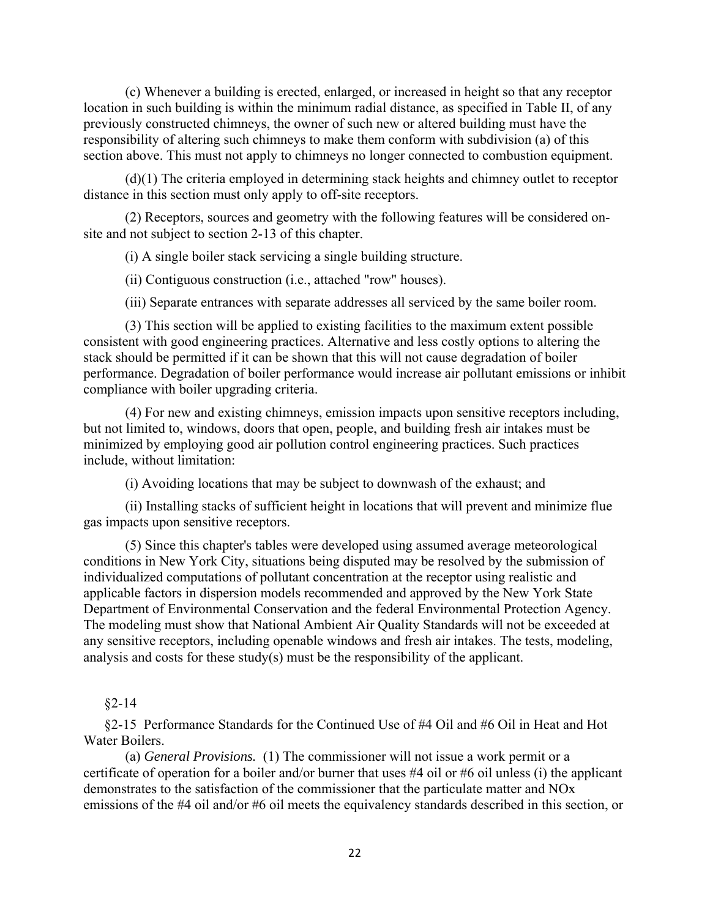(c) Whenever a building is erected, enlarged, or increased in height so that any receptor location in such building is within the minimum radial distance, as specified in Table II, of any previously constructed chimneys, the owner of such new or altered building must have the responsibility of altering such chimneys to make them conform with subdivision (a) of this section above. This must not apply to chimneys no longer connected to combustion equipment.

(d)(1) The criteria employed in determining stack heights and chimney outlet to receptor distance in this section must only apply to off-site receptors.

(2) Receptors, sources and geometry with the following features will be considered on-site and not subject to section 2-13 of this chapter.

(i) A single boiler stack servicing a single building structure.

(ii) Contiguous construction (i.e., attached "row" houses).

(iii) Separate entrances with separate addresses all serviced by the same boiler room.

(3) This section will be applied to existing facilities to the maximum extent possible consistent with good engineering practices. Alternative and less costly options to altering the stack should be permitted if it can be shown that this will not cause degradation of boiler performance. Degradation of boiler performance would increase air pollutant emissions or inhibit compliance with boiler upgrading criteria.

(4) For new and existing chimneys, emission impacts upon sensitive receptors including, but not limited to, windows, doors that open, people, and building fresh air intakes must be minimized by employing good air pollution control engineering practices. Such practices include, without limitation:

(i) Avoiding locations that may be subject to downwash of the exhaust; and

(ii) Installing stacks of sufficient height in locations that will prevent and minimize flue gas impacts upon sensitive receptors.

(5) Since this chapter's tables were developed using assumed average meteorological conditions in New York City, situations being disputed may be resolved by the submission of individualized computations of pollutant concentration at the receptor using realistic and applicable factors in dispersion models recommended and approved by the New York State Department of Environmental Conservation and the federal Environmental Protection Agency. The modeling must show that National Ambient Air Quality Standards will not be exceeded at any sensitive receptors, including openable windows and fresh air intakes. The tests, modeling, analysis and costs for these study(s) must be the responsibility of the applicant.

§2-14

§2-15 Performance Standards for the Continued Use of #4 Oil and #6 Oil in Heat and Hot Water Boilers.

(a) *General Provisions.* (1) The commissioner will not issue a work permit or a certificate of operation for a boiler and/or burner that uses #4 oil or #6 oil unless (i) the applicant demonstrates to the satisfaction of the commissioner that the particulate matter and NOx emissions of the #4 oil and/or #6 oil meets the equivalency standards described in this section, or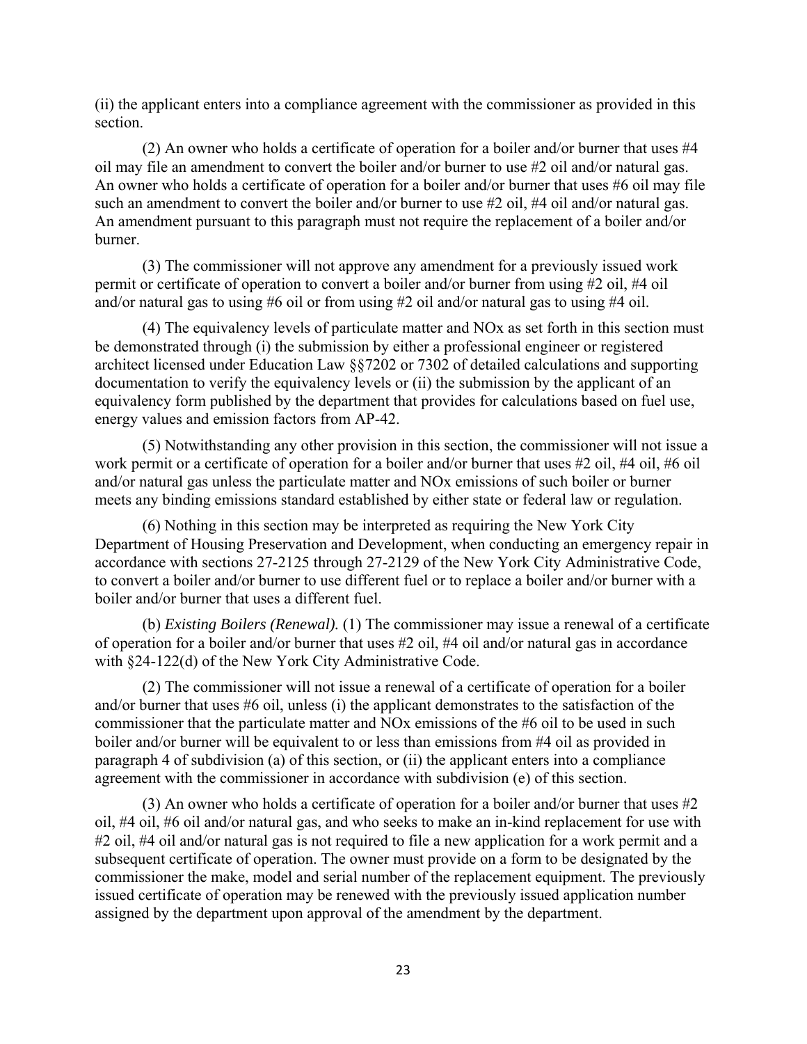(ii) the applicant enters into a compliance agreement with the commissioner as provided in this section.

(2) An owner who holds a certificate of operation for a boiler and/or burner that uses #4 oil may file an amendment to convert the boiler and/or burner to use #2 oil and/or natural gas. An owner who holds a certificate of operation for a boiler and/or burner that uses #6 oil may file such an amendment to convert the boiler and/or burner to use #2 oil, #4 oil and/or natural gas. An amendment pursuant to this paragraph must not require the replacement of a boiler and/or burner.

(3) The commissioner will not approve any amendment for a previously issued work permit or certificate of operation to convert a boiler and/or burner from using #2 oil, #4 oil and/or natural gas to using #6 oil or from using #2 oil and/or natural gas to using #4 oil.

(4) The equivalency levels of particulate matter and NOx as set forth in this section must be demonstrated through (i) the submission by either a professional engineer or registered architect licensed under Education Law §§7202 or 7302 of detailed calculations and supporting documentation to verify the equivalency levels or (ii) the submission by the applicant of an equivalency form published by the department that provides for calculations based on fuel use, energy values and emission factors from AP-42.

(5) Notwithstanding any other provision in this section, the commissioner will not issue a work permit or a certificate of operation for a boiler and/or burner that uses #2 oil, #4 oil, #6 oil and/or natural gas unless the particulate matter and NOx emissions of such boiler or burner meets any binding emissions standard established by either state or federal law or regulation.

(6) Nothing in this section may be interpreted as requiring the New York City Department of Housing Preservation and Development, when conducting an emergency repair in accordance with sections 27-2125 through 27-2129 of the New York City Administrative Code, to convert a boiler and/or burner to use different fuel or to replace a boiler and/or burner with a boiler and/or burner that uses a different fuel.

(b) *Existing Boilers (Renewal).* (1) The commissioner may issue a renewal of a certificate of operation for a boiler and/or burner that uses #2 oil, #4 oil and/or natural gas in accordance with §24-122(d) of the New York City Administrative Code.

(2) The commissioner will not issue a renewal of a certificate of operation for a boiler and/or burner that uses #6 oil, unless (i) the applicant demonstrates to the satisfaction of the commissioner that the particulate matter and NOx emissions of the #6 oil to be used in such boiler and/or burner will be equivalent to or less than emissions from #4 oil as provided in paragraph 4 of subdivision (a) of this section, or (ii) the applicant enters into a compliance agreement with the commissioner in accordance with subdivision (e) of this section.

(3) An owner who holds a certificate of operation for a boiler and/or burner that uses #2 oil, #4 oil, #6 oil and/or natural gas, and who seeks to make an in-kind replacement for use with #2 oil, #4 oil and/or natural gas is not required to file a new application for a work permit and a subsequent certificate of operation. The owner must provide on a form to be designated by the commissioner the make, model and serial number of the replacement equipment. The previously issued certificate of operation may be renewed with the previously issued application number assigned by the department upon approval of the amendment by the department.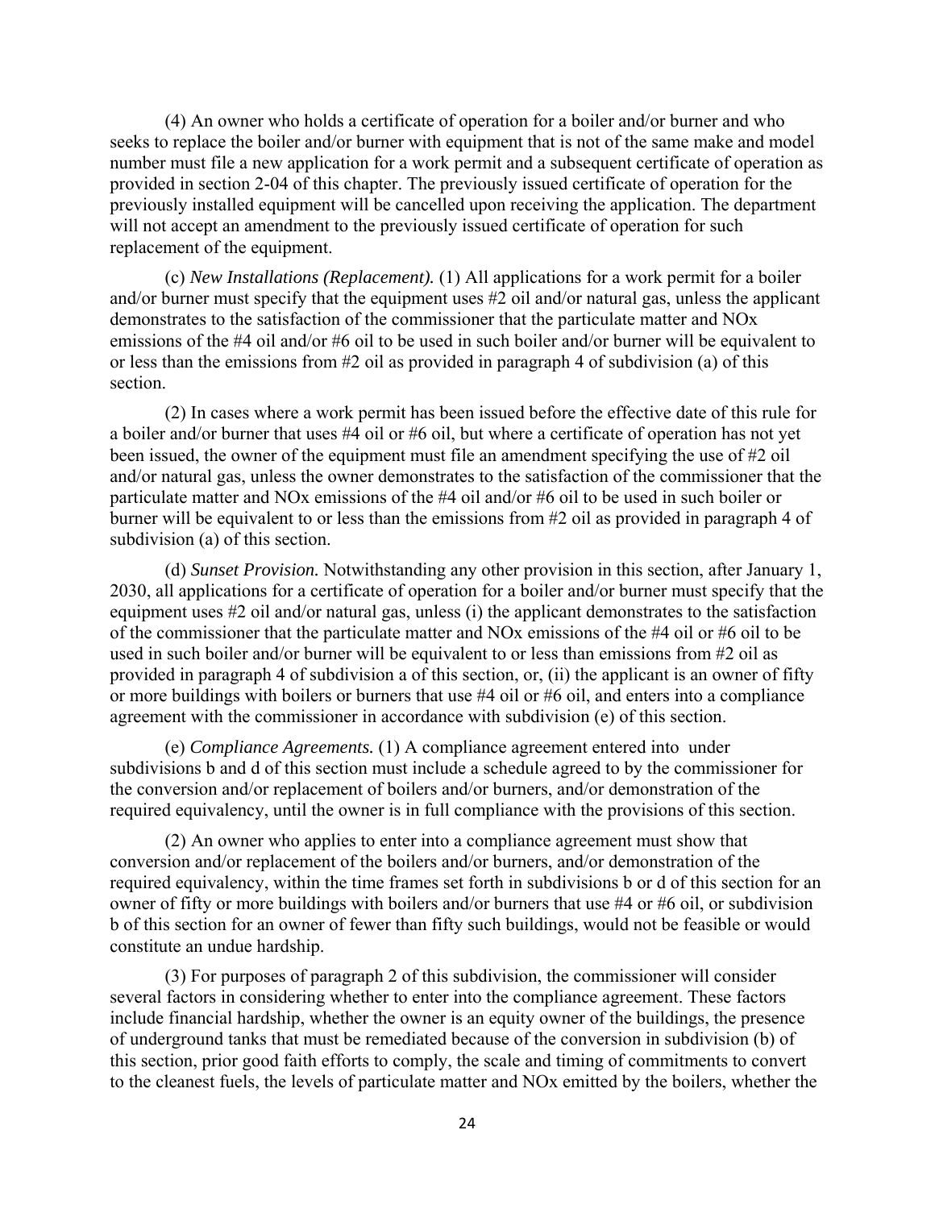(4) An owner who holds a certificate of operation for a boiler and/or burner and who seeks to replace the boiler and/or burner with equipment that is not of the same make and model number must file a new application for a work permit and a subsequent certificate of operation as provided in section 2-04 of this chapter. The previously issued certificate of operation for the previously installed equipment will be cancelled upon receiving the application. The department will not accept an amendment to the previously issued certificate of operation for such replacement of the equipment.

(c) *New Installations (Replacement).* (1) All applications for a work permit for a boiler and/or burner must specify that the equipment uses #2 oil and/or natural gas, unless the applicant demonstrates to the satisfaction of the commissioner that the particulate matter and NOx emissions of the #4 oil and/or #6 oil to be used in such boiler and/or burner will be equivalent to or less than the emissions from #2 oil as provided in paragraph 4 of subdivision (a) of this section.

(2) In cases where a work permit has been issued before the effective date of this rule for a boiler and/or burner that uses #4 oil or #6 oil, but where a certificate of operation has not yet been issued, the owner of the equipment must file an amendment specifying the use of #2 oil and/or natural gas, unless the owner demonstrates to the satisfaction of the commissioner that the particulate matter and NOx emissions of the #4 oil and/or #6 oil to be used in such boiler or burner will be equivalent to or less than the emissions from #2 oil as provided in paragraph 4 of subdivision (a) of this section.

(d) *Sunset Provision.* Notwithstanding any other provision in this section, after January 1, 2030, all applications for a certificate of operation for a boiler and/or burner must specify that the equipment uses #2 oil and/or natural gas, unless (i) the applicant demonstrates to the satisfaction of the commissioner that the particulate matter and NOx emissions of the #4 oil or #6 oil to be used in such boiler and/or burner will be equivalent to or less than emissions from #2 oil as provided in paragraph 4 of subdivision a of this section, or, (ii) the applicant is an owner of fifty or more buildings with boilers or burners that use #4 oil or #6 oil, and enters into a compliance agreement with the commissioner in accordance with subdivision (e) of this section.

(e) *Compliance Agreements.* (1) A compliance agreement entered into under subdivisions b and d of this section must include a schedule agreed to by the commissioner for the conversion and/or replacement of boilers and/or burners, and/or demonstration of the required equivalency, until the owner is in full compliance with the provisions of this section.

(2) An owner who applies to enter into a compliance agreement must show that conversion and/or replacement of the boilers and/or burners, and/or demonstration of the required equivalency, within the time frames set forth in subdivisions b or d of this section for an owner of fifty or more buildings with boilers and/or burners that use #4 or #6 oil, or subdivision b of this section for an owner of fewer than fifty such buildings, would not be feasible or would constitute an undue hardship.

(3) For purposes of paragraph 2 of this subdivision, the commissioner will consider several factors in considering whether to enter into the compliance agreement. These factors include financial hardship, whether the owner is an equity owner of the buildings, the presence of underground tanks that must be remediated because of the conversion in subdivision (b) of this section, prior good faith efforts to comply, the scale and timing of commitments to convert to the cleanest fuels, the levels of particulate matter and NOx emitted by the boilers, whether the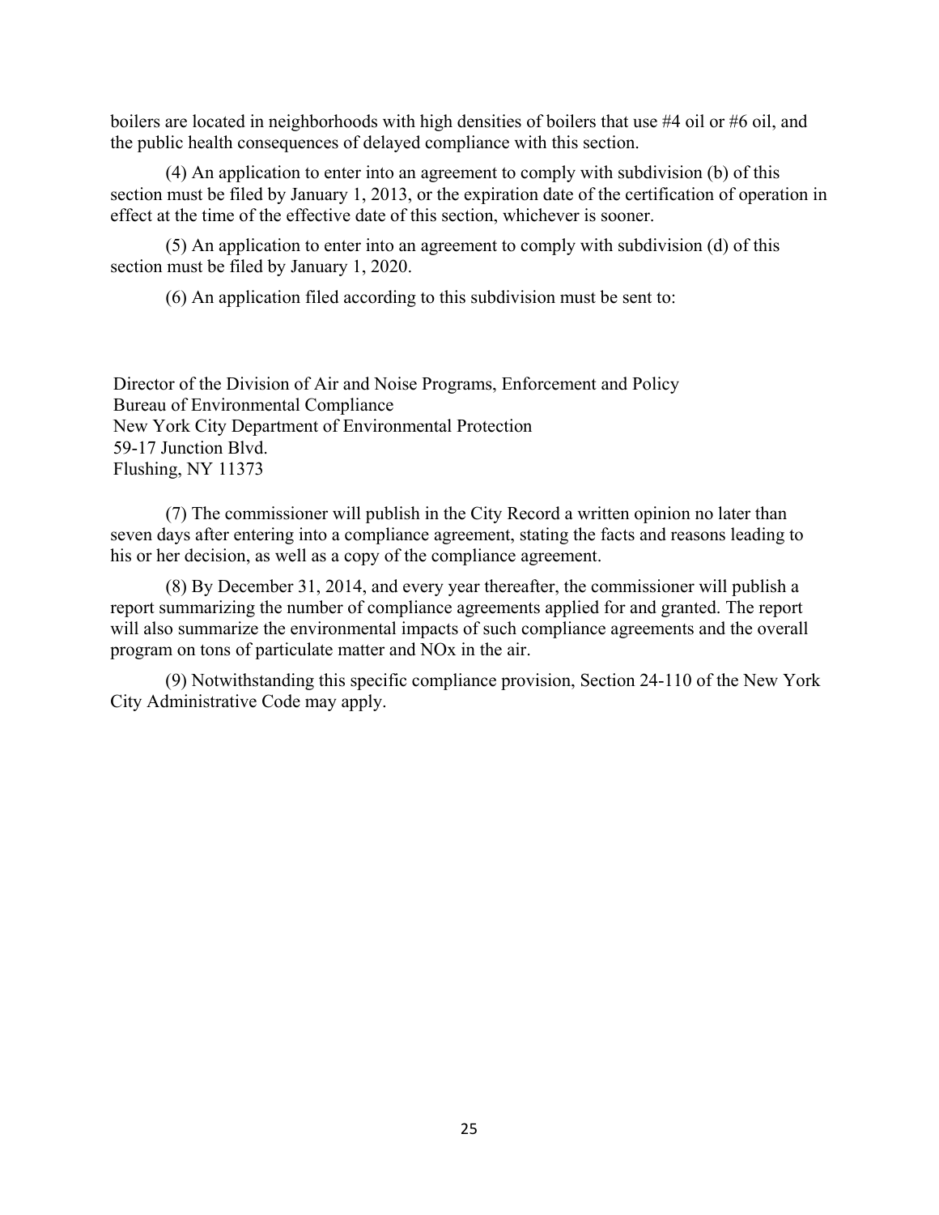boilers are located in neighborhoods with high densities of boilers that use #4 oil or #6 oil, and the public health consequences of delayed compliance with this section.

(4) An application to enter into an agreement to comply with subdivision (b) of this section must be filed by January 1, 2013, or the expiration date of the certification of operation in effect at the time of the effective date of this section, whichever is sooner.

(5) An application to enter into an agreement to comply with subdivision (d) of this section must be filed by January 1, 2020.

(6) An application filed according to this subdivision must be sent to:

Director of the Division of Air and Noise Programs, Enforcement and Policy  
Bureau of Environmental Compliance  
New York City Department of Environmental Protection  
59-17 Junction Blvd.  
Flushing, NY 11373

(7) The commissioner will publish in the City Record a written opinion no later than seven days after entering into a compliance agreement, stating the facts and reasons leading to his or her decision, as well as a copy of the compliance agreement.

(8) By December 31, 2014, and every year thereafter, the commissioner will publish a report summarizing the number of compliance agreements applied for and granted. The report will also summarize the environmental impacts of such compliance agreements and the overall program on tons of particulate matter and NOx in the air.

(9) Notwithstanding this specific compliance provision, Section 24-110 of the New York City Administrative Code may apply.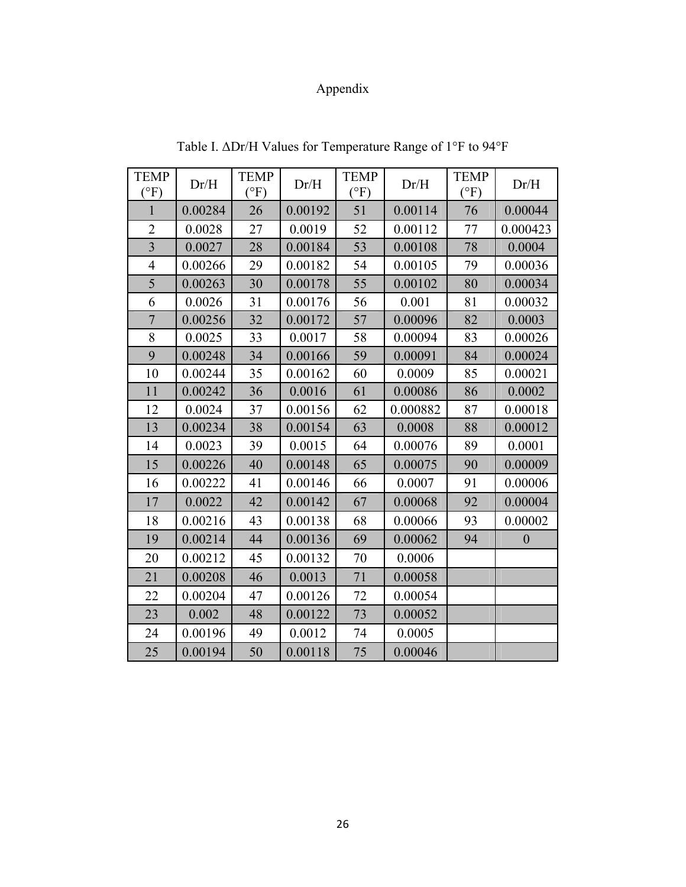# Appendix

Table I. ΔDr/H Values for Temperature Range of 1°F to 94°F

| TEMP (°F) | Dr/H | TEMP (°F) | Dr/H | TEMP (°F) | Dr/H | TEMP (°F) | Dr/H |
|---|---|---|---|---|---|---|---|
| 1 | 0.00284 | 26 | 0.00192 | 51 | 0.00114 | 76 | 0.00044 |
| 2 | 0.0028 | 27 | 0.0019 | 52 | 0.00112 | 77 | 0.000423 |
| 3 | 0.0027 | 28 | 0.00184 | 53 | 0.00108 | 78 | 0.0004 |
| 4 | 0.00266 | 29 | 0.00182 | 54 | 0.00105 | 79 | 0.00036 |
| 5 | 0.00263 | 30 | 0.00178 | 55 | 0.00102 | 80 | 0.00034 |
| 6 | 0.0026 | 31 | 0.00176 | 56 | 0.001 | 81 | 0.00032 |
| 7 | 0.00256 | 32 | 0.00172 | 57 | 0.00096 | 82 | 0.0003 |
| 8 | 0.0025 | 33 | 0.0017 | 58 | 0.00094 | 83 | 0.00026 |
| 9 | 0.00248 | 34 | 0.00166 | 59 | 0.00091 | 84 | 0.00024 |
| 10 | 0.00244 | 35 | 0.00162 | 60 | 0.0009 | 85 | 0.00021 |
| 11 | 0.00242 | 36 | 0.0016 | 61 | 0.00086 | 86 | 0.0002 |
| 12 | 0.0024 | 37 | 0.00156 | 62 | 0.000882 | 87 | 0.00018 |
| 13 | 0.00234 | 38 | 0.00154 | 63 | 0.0008 | 88 | 0.00012 |
| 14 | 0.0023 | 39 | 0.0015 | 64 | 0.00076 | 89 | 0.0001 |
| 15 | 0.00226 | 40 | 0.00148 | 65 | 0.00075 | 90 | 0.00009 |
| 16 | 0.00222 | 41 | 0.00146 | 66 | 0.0007 | 91 | 0.00006 |
| 17 | 0.0022 | 42 | 0.00142 | 67 | 0.00068 | 92 | 0.00004 |
| 18 | 0.00216 | 43 | 0.00138 | 68 | 0.00066 | 93 | 0.00002 |
| 19 | 0.00214 | 44 | 0.00136 | 69 | 0.00062 | 94 | 0 |
| 20 | 0.00212 | 45 | 0.00132 | 70 | 0.0006 | | |
| 21 | 0.00208 | 46 | 0.0013 | 71 | 0.00058 | | |
| 22 | 0.00204 | 47 | 0.00126 | 72 | 0.00054 | | |
| 23 | 0.002 | 48 | 0.00122 | 73 | 0.00052 | | |
| 24 | 0.00196 | 49 | 0.0012 | 74 | 0.0005 | | |
| 25 | 0.00194 | 50 | 0.00118 | 75 | 0.00046 | | |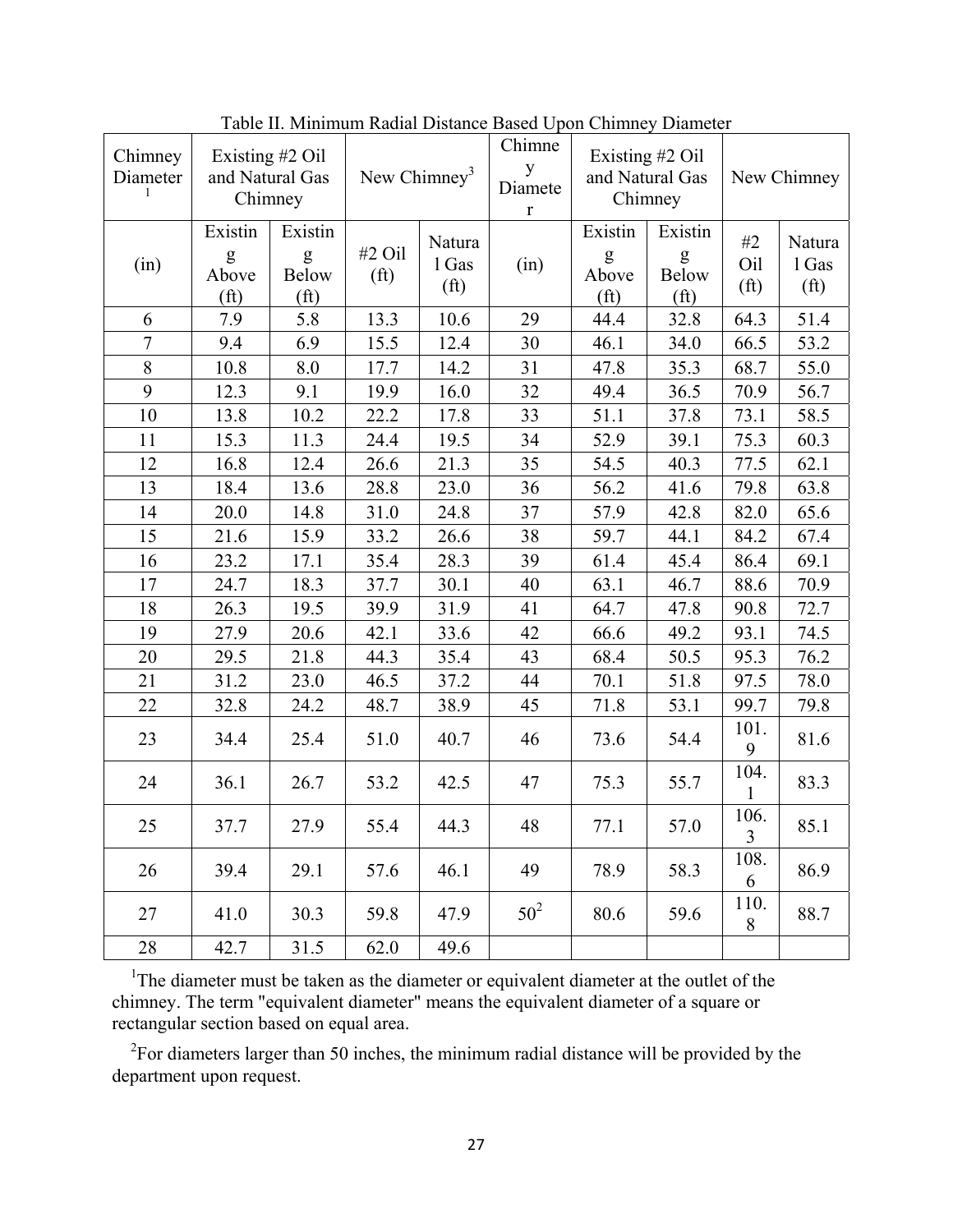Table II. Minimum Radial Distance Based Upon Chimney Diameter

| Chimney Diameter[1] | Existing #2 Oil and Natural Gas Chimney | | New Chimney[3] | | Chimney Diameter | Existing #2 Oil and Natural Gas Chimney | | New Chimney | |
|---|---|---|---|---|---|---|---|---|---|
| (in) | Existing Above (ft) | Existing Below (ft) | #2 Oil (ft) | Natural Gas (ft) | (in) | Existing Above (ft) | Existing Below (ft) | #2 Oil (ft) | Natural Gas (ft) |
| 6 | 7.9 | 5.8 | 13.3 | 10.6 | 29 | 44.4 | 32.8 | 64.3 | 51.4 |
| 7 | 9.4 | 6.9 | 15.5 | 12.4 | 30 | 46.1 | 34.0 | 66.5 | 53.2 |
| 8 | 10.8 | 8.0 | 17.7 | 14.2 | 31 | 47.8 | 35.3 | 68.7 | 55.0 |
| 9 | 12.3 | 9.1 | 19.9 | 16.0 | 32 | 49.4 | 36.5 | 70.9 | 56.7 |
| 10 | 13.8 | 10.2 | 22.2 | 17.8 | 33 | 51.1 | 37.8 | 73.1 | 58.5 |
| 11 | 15.3 | 11.3 | 24.4 | 19.5 | 34 | 52.9 | 39.1 | 75.3 | 60.3 |
| 12 | 16.8 | 12.4 | 26.6 | 21.3 | 35 | 54.5 | 40.3 | 77.5 | 62.1 |
| 13 | 18.4 | 13.6 | 28.8 | 23.0 | 36 | 56.2 | 41.6 | 79.8 | 63.8 |
| 14 | 20.0 | 14.8 | 31.0 | 24.8 | 37 | 57.9 | 42.8 | 82.0 | 65.6 |
| 15 | 21.6 | 15.9 | 33.2 | 26.6 | 38 | 59.7 | 44.1 | 84.2 | 67.4 |
| 16 | 23.2 | 17.1 | 35.4 | 28.3 | 39 | 61.4 | 45.4 | 86.4 | 69.1 |
| 17 | 24.7 | 18.3 | 37.7 | 30.1 | 40 | 63.1 | 46.7 | 88.6 | 70.9 |
| 18 | 26.3 | 19.5 | 39.9 | 31.9 | 41 | 64.7 | 47.8 | 90.8 | 72.7 |
| 19 | 27.9 | 20.6 | 42.1 | 33.6 | 42 | 66.6 | 49.2 | 93.1 | 74.5 |
| 20 | 29.5 | 21.8 | 44.3 | 35.4 | 43 | 68.4 | 50.5 | 95.3 | 76.2 |
| 21 | 31.2 | 23.0 | 46.5 | 37.2 | 44 | 70.1 | 51.8 | 97.5 | 78.0 |
| 22 | 32.8 | 24.2 | 48.7 | 38.9 | 45 | 71.8 | 53.1 | 99.7 | 79.8 |
| 23 | 34.4 | 25.4 | 51.0 | 40.7 | 46 | 73.6 | 54.4 | 101.9 | 81.6 |
| 24 | 36.1 | 26.7 | 53.2 | 42.5 | 47 | 75.3 | 55.7 | 104.1 | 83.3 |
| 25 | 37.7 | 27.9 | 55.4 | 44.3 | 48 | 77.1 | 57.0 | 106.3 | 85.1 |
| 26 | 39.4 | 29.1 | 57.6 | 46.1 | 49 | 78.9 | 58.3 | 108.6 | 86.9 |
| 27 | 41.0 | 30.3 | 59.8 | 47.9 | 50[2] | 80.6 | 59.6 | 110.8 | 88.7 |
| 28 | 42.7 | 31.5 | 62.0 | 49.6 | | | | | |

[1]The diameter must be taken as the diameter or equivalent diameter at the outlet of the chimney. The term "equivalent diameter" means the equivalent diameter of a square or rectangular section based on equal area.

[2]For diameters larger than 50 inches, the minimum radial distance will be provided by the department upon request.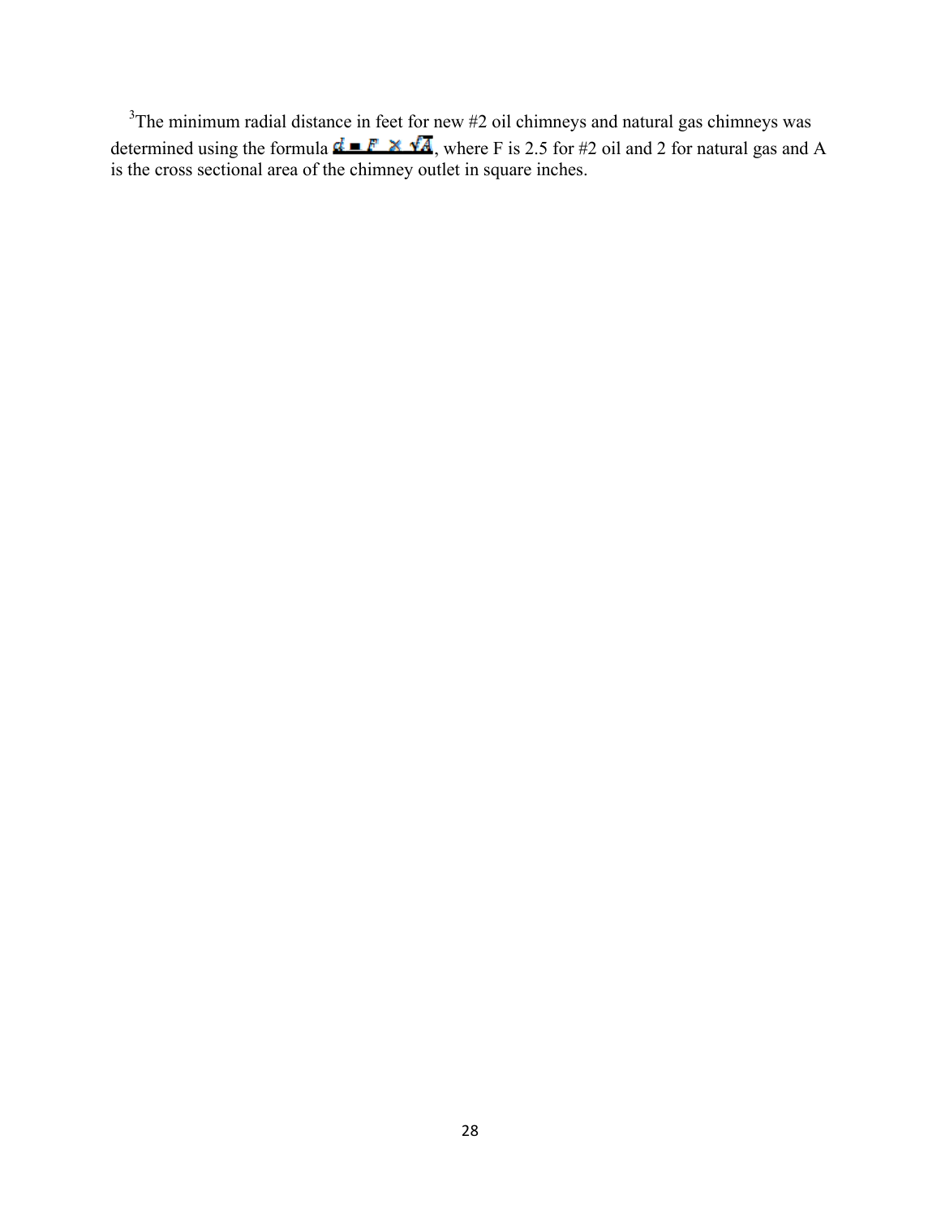[3]The minimum radial distance in feet for new #2 oil chimneys and natural gas chimneys was determined using the formula $d = F \times \sqrt{A}$, where F is 2.5 for #2 oil and 2 for natural gas and A is the cross sectional area of the chimney outlet in square inches.